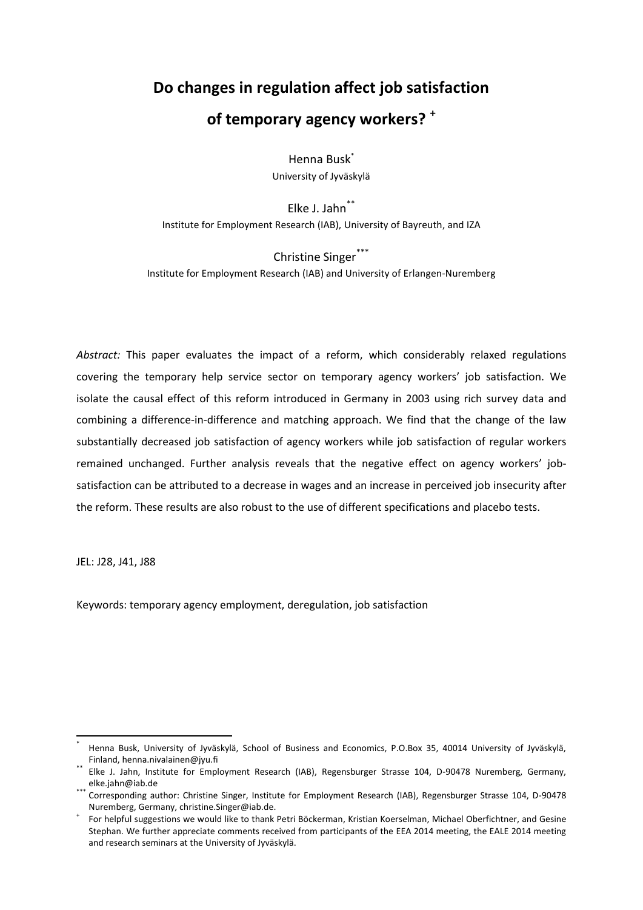# Do changes in regulation affect job satisfaction of temporary agency workers? [+]

Henna Busk[*]
University of Jyväskylä

Elke J. Jahn[**]
Institute for Employment Research (IAB), University of Bayreuth, and IZA

Christine Singer[***]
Institute for Employment Research (IAB) and University of Erlangen-Nuremberg

*Abstract:* This paper evaluates the impact of a reform, which considerably relaxed regulations covering the temporary help service sector on temporary agency workers' job satisfaction. We isolate the causal effect of this reform introduced in Germany in 2003 using rich survey data and combining a difference-in-difference and matching approach. We find that the change of the law substantially decreased job satisfaction of agency workers while job satisfaction of regular workers remained unchanged. Further analysis reveals that the negative effect on agency workers' job-satisfaction can be attributed to a decrease in wages and an increase in perceived job insecurity after the reform. These results are also robust to the use of different specifications and placebo tests.

JEL: J28, J41, J88

Keywords: temporary agency employment, deregulation, job satisfaction

---

[*] Henna Busk, University of Jyväskylä, School of Business and Economics, P.O.Box 35, 40014 University of Jyväskylä, Finland, henna.nivalainen@jyu.fi

[**] Elke J. Jahn, Institute for Employment Research (IAB), Regensburger Strasse 104, D-90478 Nuremberg, Germany, elke.jahn@iab.de

[***] Corresponding author: Christine Singer, Institute for Employment Research (IAB), Regensburger Strasse 104, D-90478 Nuremberg, Germany, christine.Singer@iab.de.

[+] For helpful suggestions we would like to thank Petri Böckerman, Kristian Koerselman, Michael Oberfichtner, and Gesine Stephan. We further appreciate comments received from participants of the EEA 2014 meeting, the EALE 2014 meeting and research seminars at the University of Jyväskylä.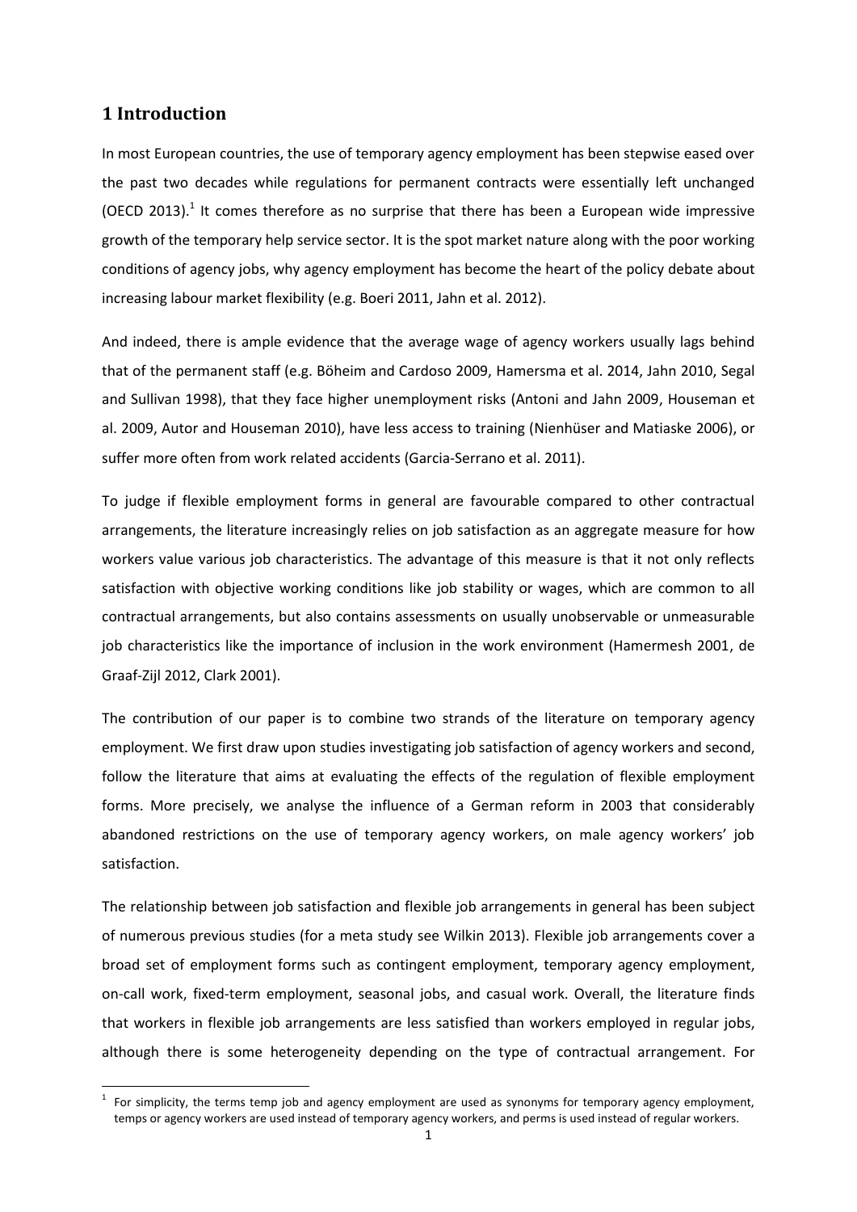# 1 Introduction

In most European countries, the use of temporary agency employment has been stepwise eased over the past two decades while regulations for permanent contracts were essentially left unchanged (OECD 2013).[1] It comes therefore as no surprise that there has been a European wide impressive growth of the temporary help service sector. It is the spot market nature along with the poor working conditions of agency jobs, why agency employment has become the heart of the policy debate about increasing labour market flexibility (e.g. Boeri 2011, Jahn et al. 2012).

And indeed, there is ample evidence that the average wage of agency workers usually lags behind that of the permanent staff (e.g. Böheim and Cardoso 2009, Hamersma et al. 2014, Jahn 2010, Segal and Sullivan 1998), that they face higher unemployment risks (Antoni and Jahn 2009, Houseman et al. 2009, Autor and Houseman 2010), have less access to training (Nienhüser and Matiaske 2006), or suffer more often from work related accidents (Garcia-Serrano et al. 2011).

To judge if flexible employment forms in general are favourable compared to other contractual arrangements, the literature increasingly relies on job satisfaction as an aggregate measure for how workers value various job characteristics. The advantage of this measure is that it not only reflects satisfaction with objective working conditions like job stability or wages, which are common to all contractual arrangements, but also contains assessments on usually unobservable or unmeasurable job characteristics like the importance of inclusion in the work environment (Hamermesh 2001, de Graaf-Zijl 2012, Clark 2001).

The contribution of our paper is to combine two strands of the literature on temporary agency employment. We first draw upon studies investigating job satisfaction of agency workers and second, follow the literature that aims at evaluating the effects of the regulation of flexible employment forms. More precisely, we analyse the influence of a German reform in 2003 that considerably abandoned restrictions on the use of temporary agency workers, on male agency workers' job satisfaction.

The relationship between job satisfaction and flexible job arrangements in general has been subject of numerous previous studies (for a meta study see Wilkin 2013). Flexible job arrangements cover a broad set of employment forms such as contingent employment, temporary agency employment, on-call work, fixed-term employment, seasonal jobs, and casual work. Overall, the literature finds that workers in flexible job arrangements are less satisfied than workers employed in regular jobs, although there is some heterogeneity depending on the type of contractual arrangement. For

[1] For simplicity, the terms temp job and agency employment are used as synonyms for temporary agency employment, temps or agency workers are used instead of temporary agency workers, and perms is used instead of regular workers.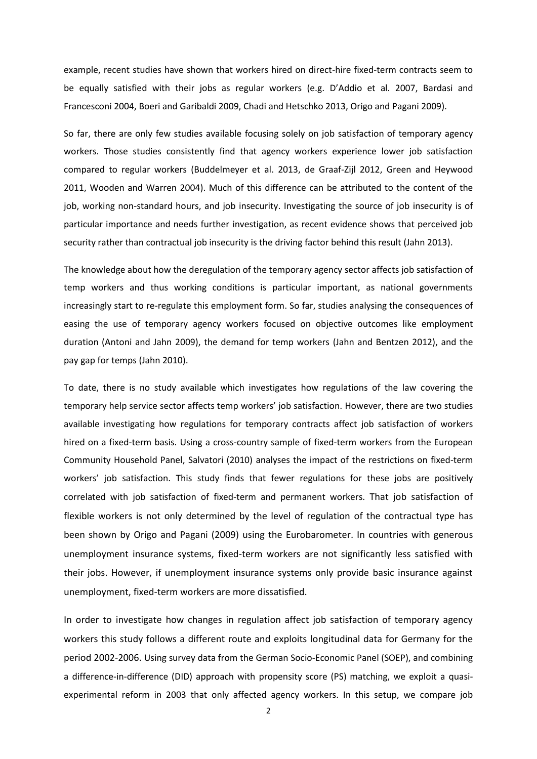example, recent studies have shown that workers hired on direct-hire fixed-term contracts seem to be equally satisfied with their jobs as regular workers (e.g. D'Addio et al. 2007, Bardasi and Francesconi 2004, Boeri and Garibaldi 2009, Chadi and Hetschko 2013, Origo and Pagani 2009).

So far, there are only few studies available focusing solely on job satisfaction of temporary agency workers. Those studies consistently find that agency workers experience lower job satisfaction compared to regular workers (Buddelmeyer et al. 2013, de Graaf-Zijl 2012, Green and Heywood 2011, Wooden and Warren 2004). Much of this difference can be attributed to the content of the job, working non-standard hours, and job insecurity. Investigating the source of job insecurity is of particular importance and needs further investigation, as recent evidence shows that perceived job security rather than contractual job insecurity is the driving factor behind this result (Jahn 2013).

The knowledge about how the deregulation of the temporary agency sector affects job satisfaction of temp workers and thus working conditions is particular important, as national governments increasingly start to re-regulate this employment form. So far, studies analysing the consequences of easing the use of temporary agency workers focused on objective outcomes like employment duration (Antoni and Jahn 2009), the demand for temp workers (Jahn and Bentzen 2012), and the pay gap for temps (Jahn 2010).

To date, there is no study available which investigates how regulations of the law covering the temporary help service sector affects temp workers' job satisfaction. However, there are two studies available investigating how regulations for temporary contracts affect job satisfaction of workers hired on a fixed-term basis. Using a cross-country sample of fixed-term workers from the European Community Household Panel, Salvatori (2010) analyses the impact of the restrictions on fixed-term workers' job satisfaction. This study finds that fewer regulations for these jobs are positively correlated with job satisfaction of fixed-term and permanent workers. That job satisfaction of flexible workers is not only determined by the level of regulation of the contractual type has been shown by Origo and Pagani (2009) using the Eurobarometer. In countries with generous unemployment insurance systems, fixed-term workers are not significantly less satisfied with their jobs. However, if unemployment insurance systems only provide basic insurance against unemployment, fixed-term workers are more dissatisfied.

In order to investigate how changes in regulation affect job satisfaction of temporary agency workers this study follows a different route and exploits longitudinal data for Germany for the period 2002-2006. Using survey data from the German Socio-Economic Panel (SOEP), and combining a difference-in-difference (DID) approach with propensity score (PS) matching, we exploit a quasi-experimental reform in 2003 that only affected agency workers. In this setup, we compare job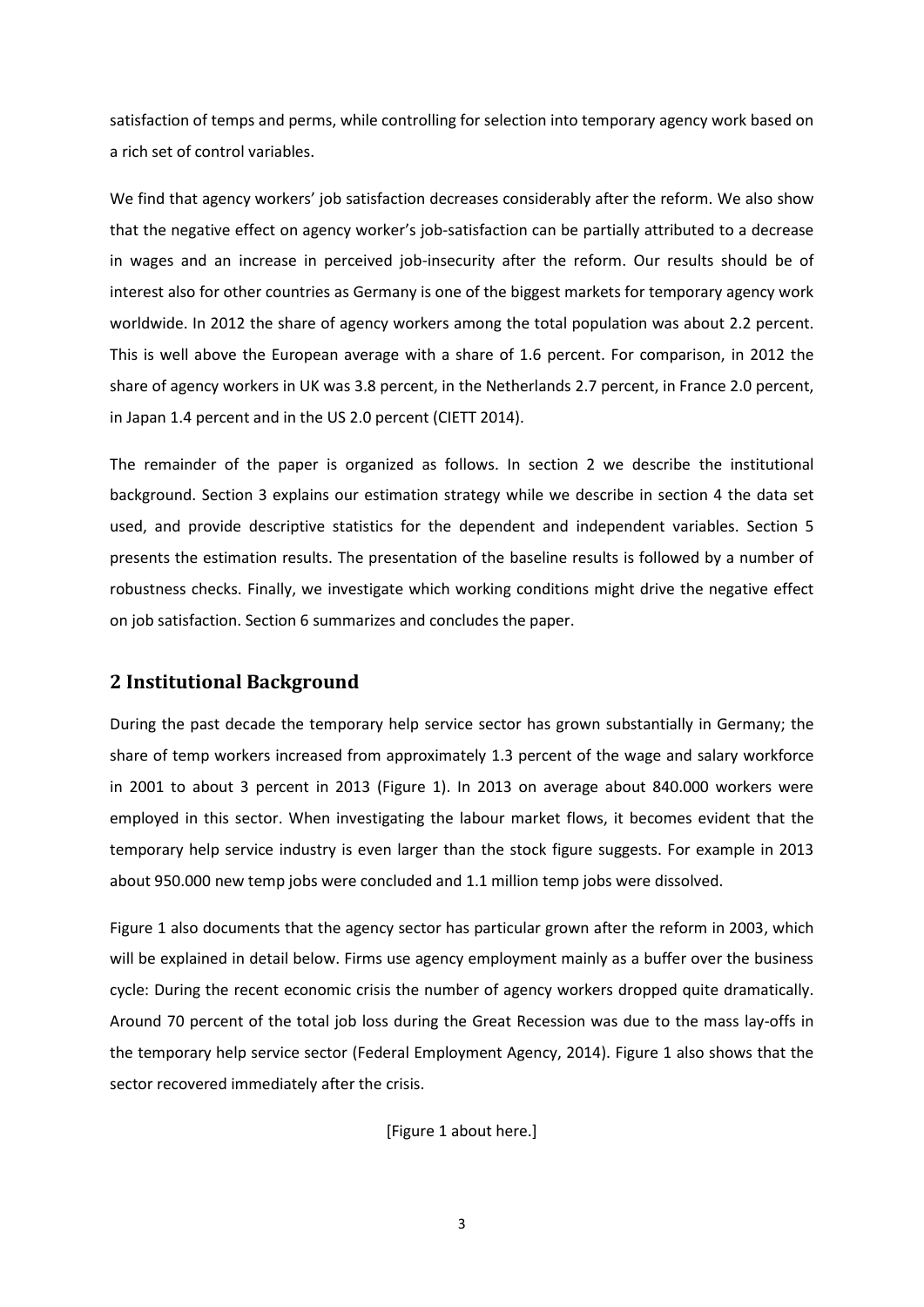satisfaction of temps and perms, while controlling for selection into temporary agency work based on a rich set of control variables.

We find that agency workers' job satisfaction decreases considerably after the reform. We also show that the negative effect on agency worker's job-satisfaction can be partially attributed to a decrease in wages and an increase in perceived job-insecurity after the reform. Our results should be of interest also for other countries as Germany is one of the biggest markets for temporary agency work worldwide. In 2012 the share of agency workers among the total population was about 2.2 percent. This is well above the European average with a share of 1.6 percent. For comparison, in 2012 the share of agency workers in UK was 3.8 percent, in the Netherlands 2.7 percent, in France 2.0 percent, in Japan 1.4 percent and in the US 2.0 percent (CIETT 2014).

The remainder of the paper is organized as follows. In section 2 we describe the institutional background. Section 3 explains our estimation strategy while we describe in section 4 the data set used, and provide descriptive statistics for the dependent and independent variables. Section 5 presents the estimation results. The presentation of the baseline results is followed by a number of robustness checks. Finally, we investigate which working conditions might drive the negative effect on job satisfaction. Section 6 summarizes and concludes the paper.

## 2 Institutional Background

During the past decade the temporary help service sector has grown substantially in Germany; the share of temp workers increased from approximately 1.3 percent of the wage and salary workforce in 2001 to about 3 percent in 2013 (Figure 1). In 2013 on average about 840.000 workers were employed in this sector. When investigating the labour market flows, it becomes evident that the temporary help service industry is even larger than the stock figure suggests. For example in 2013 about 950.000 new temp jobs were concluded and 1.1 million temp jobs were dissolved.

Figure 1 also documents that the agency sector has particular grown after the reform in 2003, which will be explained in detail below. Firms use agency employment mainly as a buffer over the business cycle: During the recent economic crisis the number of agency workers dropped quite dramatically. Around 70 percent of the total job loss during the Great Recession was due to the mass lay-offs in the temporary help service sector (Federal Employment Agency, 2014). Figure 1 also shows that the sector recovered immediately after the crisis.

[Figure 1 about here.]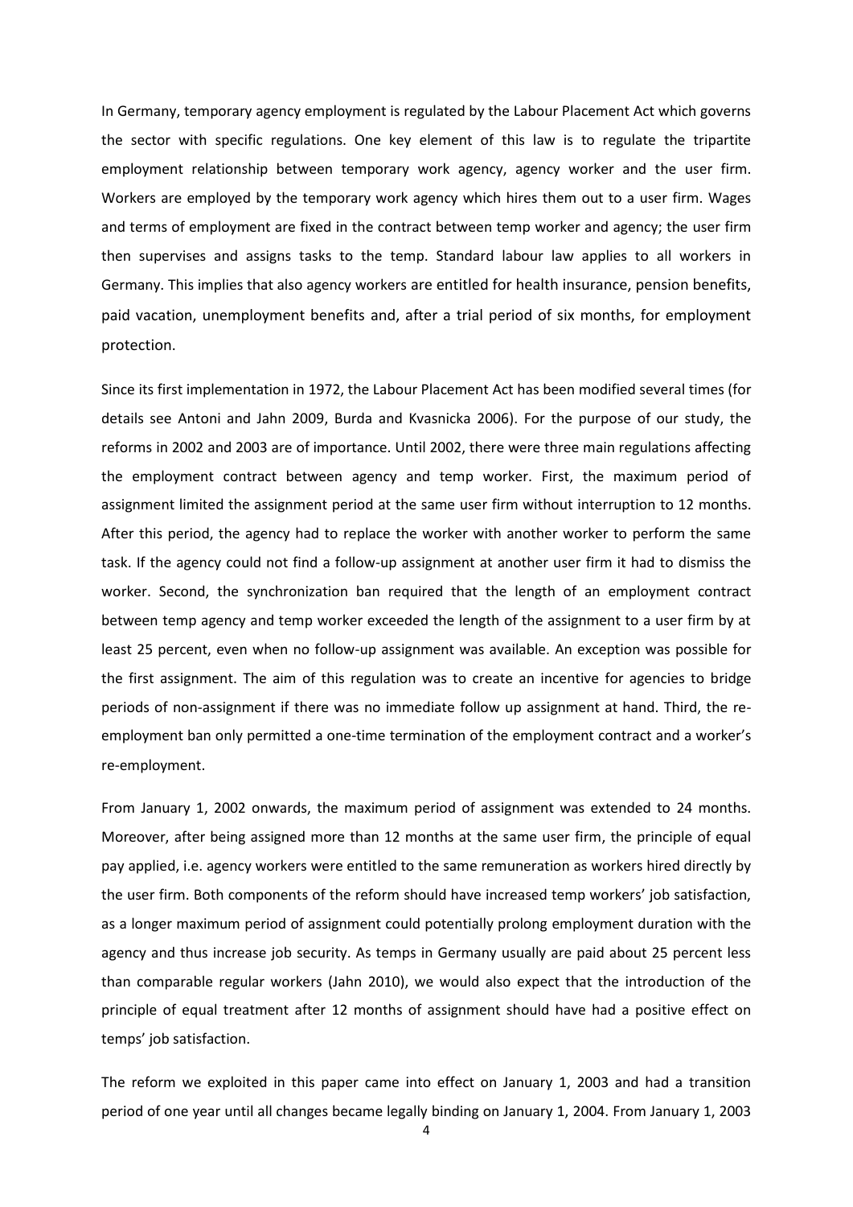In Germany, temporary agency employment is regulated by the Labour Placement Act which governs the sector with specific regulations. One key element of this law is to regulate the tripartite employment relationship between temporary work agency, agency worker and the user firm. Workers are employed by the temporary work agency which hires them out to a user firm. Wages and terms of employment are fixed in the contract between temp worker and agency; the user firm then supervises and assigns tasks to the temp. Standard labour law applies to all workers in Germany. This implies that also agency workers are entitled for health insurance, pension benefits, paid vacation, unemployment benefits and, after a trial period of six months, for employment protection.

Since its first implementation in 1972, the Labour Placement Act has been modified several times (for details see Antoni and Jahn 2009, Burda and Kvasnicka 2006). For the purpose of our study, the reforms in 2002 and 2003 are of importance. Until 2002, there were three main regulations affecting the employment contract between agency and temp worker. First, the maximum period of assignment limited the assignment period at the same user firm without interruption to 12 months. After this period, the agency had to replace the worker with another worker to perform the same task. If the agency could not find a follow-up assignment at another user firm it had to dismiss the worker. Second, the synchronization ban required that the length of an employment contract between temp agency and temp worker exceeded the length of the assignment to a user firm by at least 25 percent, even when no follow-up assignment was available. An exception was possible for the first assignment. The aim of this regulation was to create an incentive for agencies to bridge periods of non-assignment if there was no immediate follow up assignment at hand. Third, the re-employment ban only permitted a one-time termination of the employment contract and a worker's re-employment.

From January 1, 2002 onwards, the maximum period of assignment was extended to 24 months. Moreover, after being assigned more than 12 months at the same user firm, the principle of equal pay applied, i.e. agency workers were entitled to the same remuneration as workers hired directly by the user firm. Both components of the reform should have increased temp workers' job satisfaction, as a longer maximum period of assignment could potentially prolong employment duration with the agency and thus increase job security. As temps in Germany usually are paid about 25 percent less than comparable regular workers (Jahn 2010), we would also expect that the introduction of the principle of equal treatment after 12 months of assignment should have had a positive effect on temps' job satisfaction.

The reform we exploited in this paper came into effect on January 1, 2003 and had a transition period of one year until all changes became legally binding on January 1, 2004. From January 1, 2003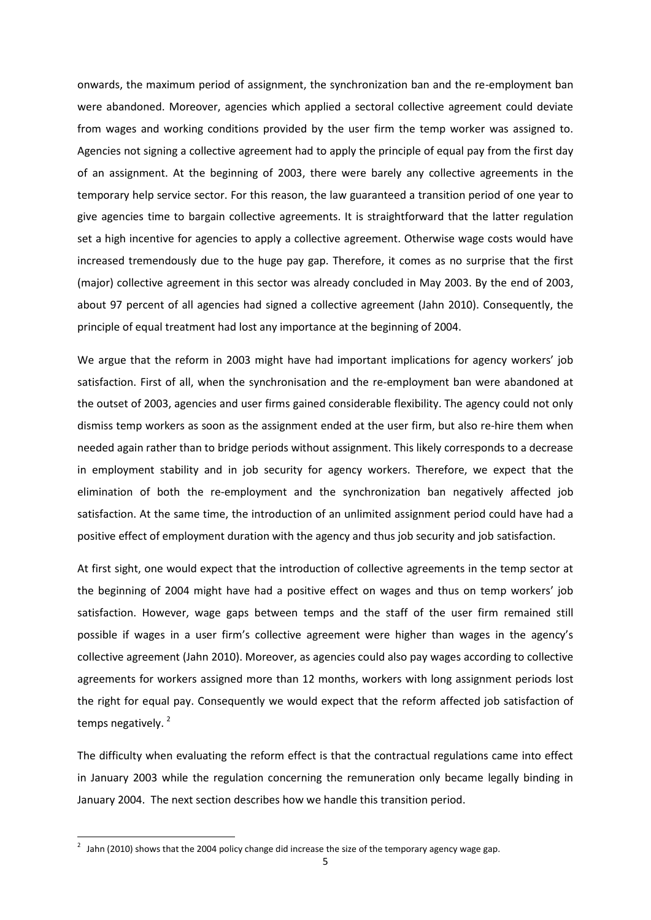onwards, the maximum period of assignment, the synchronization ban and the re-employment ban were abandoned. Moreover, agencies which applied a sectoral collective agreement could deviate from wages and working conditions provided by the user firm the temp worker was assigned to. Agencies not signing a collective agreement had to apply the principle of equal pay from the first day of an assignment. At the beginning of 2003, there were barely any collective agreements in the temporary help service sector. For this reason, the law guaranteed a transition period of one year to give agencies time to bargain collective agreements. It is straightforward that the latter regulation set a high incentive for agencies to apply a collective agreement. Otherwise wage costs would have increased tremendously due to the huge pay gap. Therefore, it comes as no surprise that the first (major) collective agreement in this sector was already concluded in May 2003. By the end of 2003, about 97 percent of all agencies had signed a collective agreement (Jahn 2010). Consequently, the principle of equal treatment had lost any importance at the beginning of 2004.

We argue that the reform in 2003 might have had important implications for agency workers' job satisfaction. First of all, when the synchronisation and the re-employment ban were abandoned at the outset of 2003, agencies and user firms gained considerable flexibility. The agency could not only dismiss temp workers as soon as the assignment ended at the user firm, but also re-hire them when needed again rather than to bridge periods without assignment. This likely corresponds to a decrease in employment stability and in job security for agency workers. Therefore, we expect that the elimination of both the re-employment and the synchronization ban negatively affected job satisfaction. At the same time, the introduction of an unlimited assignment period could have had a positive effect of employment duration with the agency and thus job security and job satisfaction.

At first sight, one would expect that the introduction of collective agreements in the temp sector at the beginning of 2004 might have had a positive effect on wages and thus on temp workers' job satisfaction. However, wage gaps between temps and the staff of the user firm remained still possible if wages in a user firm's collective agreement were higher than wages in the agency's collective agreement (Jahn 2010). Moreover, as agencies could also pay wages according to collective agreements for workers assigned more than 12 months, workers with long assignment periods lost the right for equal pay. Consequently we would expect that the reform affected job satisfaction of temps negatively. [2]

The difficulty when evaluating the reform effect is that the contractual regulations came into effect in January 2003 while the regulation concerning the remuneration only became legally binding in January 2004. The next section describes how we handle this transition period.

[2] Jahn (2010) shows that the 2004 policy change did increase the size of the temporary agency wage gap.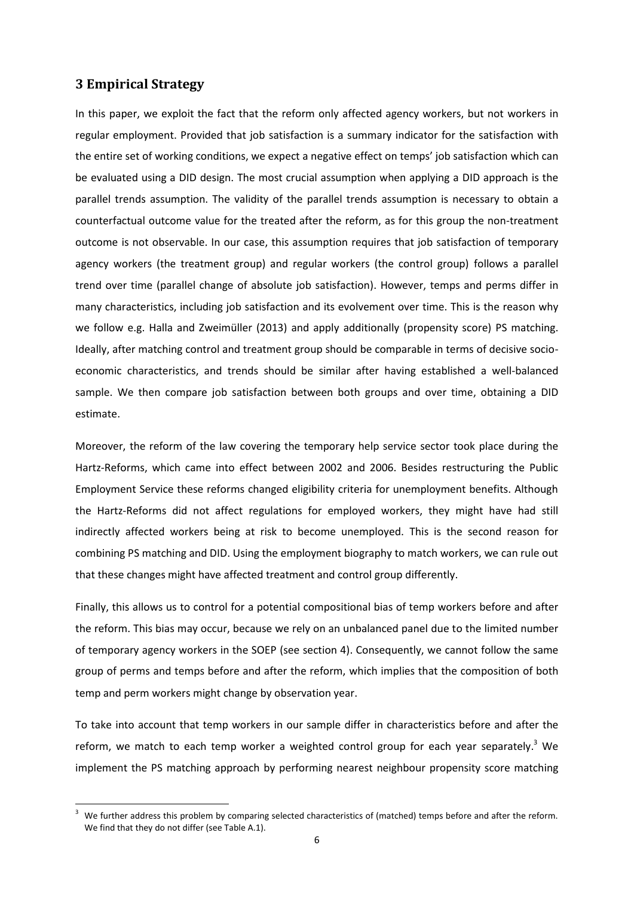## 3 Empirical Strategy

In this paper, we exploit the fact that the reform only affected agency workers, but not workers in regular employment. Provided that job satisfaction is a summary indicator for the satisfaction with the entire set of working conditions, we expect a negative effect on temps' job satisfaction which can be evaluated using a DID design. The most crucial assumption when applying a DID approach is the parallel trends assumption. The validity of the parallel trends assumption is necessary to obtain a counterfactual outcome value for the treated after the reform, as for this group the non-treatment outcome is not observable. In our case, this assumption requires that job satisfaction of temporary agency workers (the treatment group) and regular workers (the control group) follows a parallel trend over time (parallel change of absolute job satisfaction). However, temps and perms differ in many characteristics, including job satisfaction and its evolvement over time. This is the reason why we follow e.g. Halla and Zweimüller (2013) and apply additionally (propensity score) PS matching. Ideally, after matching control and treatment group should be comparable in terms of decisive socio-economic characteristics, and trends should be similar after having established a well-balanced sample. We then compare job satisfaction between both groups and over time, obtaining a DID estimate.

Moreover, the reform of the law covering the temporary help service sector took place during the Hartz-Reforms, which came into effect between 2002 and 2006. Besides restructuring the Public Employment Service these reforms changed eligibility criteria for unemployment benefits. Although the Hartz-Reforms did not affect regulations for employed workers, they might have had still indirectly affected workers being at risk to become unemployed. This is the second reason for combining PS matching and DID. Using the employment biography to match workers, we can rule out that these changes might have affected treatment and control group differently.

Finally, this allows us to control for a potential compositional bias of temp workers before and after the reform. This bias may occur, because we rely on an unbalanced panel due to the limited number of temporary agency workers in the SOEP (see section 4). Consequently, we cannot follow the same group of perms and temps before and after the reform, which implies that the composition of both temp and perm workers might change by observation year.

To take into account that temp workers in our sample differ in characteristics before and after the reform, we match to each temp worker a weighted control group for each year separately.[3] We implement the PS matching approach by performing nearest neighbour propensity score matching

[3] We further address this problem by comparing selected characteristics of (matched) temps before and after the reform. We find that they do not differ (see Table A.1).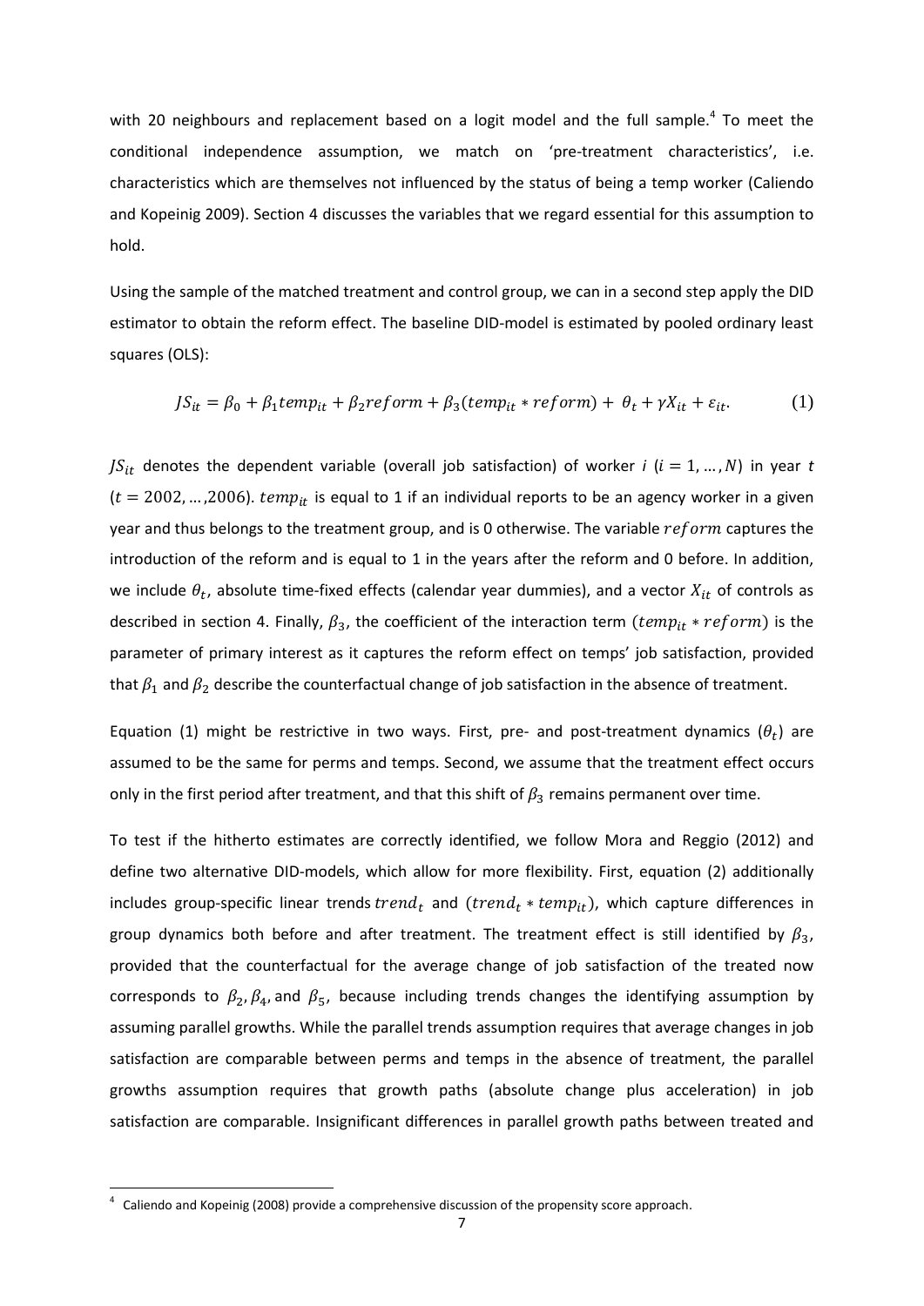with 20 neighbours and replacement based on a logit model and the full sample.[4] To meet the conditional independence assumption, we match on 'pre-treatment characteristics', i.e. characteristics which are themselves not influenced by the status of being a temp worker (Caliendo and Kopeinig 2009). Section 4 discusses the variables that we regard essential for this assumption to hold.

Using the sample of the matched treatment and control group, we can in a second step apply the DID estimator to obtain the reform effect. The baseline DID-model is estimated by pooled ordinary least squares (OLS):

$$JS_{it} = \beta_0 + \beta_1 temp_{it} + \beta_2 reform + \beta_3(temp_{it} * reform) + \theta_t + \gamma X_{it} + \varepsilon_{it}. \tag{1}$$

$JS_{it}$ denotes the dependent variable (overall job satisfaction) of worker $i$ ($i = 1, \dots, N$) in year $t$ ($t = 2002, \dots, 2006$). $temp_{it}$ is equal to 1 if an individual reports to be an agency worker in a given year and thus belongs to the treatment group, and is 0 otherwise. The variable $reform$ captures the introduction of the reform and is equal to 1 in the years after the reform and 0 before. In addition, we include $\theta_t$, absolute time-fixed effects (calendar year dummies), and a vector $X_{it}$ of controls as described in section 4. Finally, $\beta_3$, the coefficient of the interaction term ($temp_{it} * reform$) is the parameter of primary interest as it captures the reform effect on temps' job satisfaction, provided that $\beta_1$ and $\beta_2$ describe the counterfactual change of job satisfaction in the absence of treatment.

Equation (1) might be restrictive in two ways. First, pre- and post-treatment dynamics ($\theta_t$) are assumed to be the same for perms and temps. Second, we assume that the treatment effect occurs only in the first period after treatment, and that this shift of $\beta_3$ remains permanent over time.

To test if the hitherto estimates are correctly identified, we follow Mora and Reggio (2012) and define two alternative DID-models, which allow for more flexibility. First, equation (2) additionally includes group-specific linear trends $trend_t$ and ($trend_t * temp_{it}$), which capture differences in group dynamics both before and after treatment. The treatment effect is still identified by $\beta_3$, provided that the counterfactual for the average change of job satisfaction of the treated now corresponds to $\beta_2$, $\beta_4$, and $\beta_5$, because including trends changes the identifying assumption by assuming parallel growths. While the parallel trends assumption requires that average changes in job satisfaction are comparable between perms and temps in the absence of treatment, the parallel growths assumption requires that growth paths (absolute change plus acceleration) in job satisfaction are comparable. Insignificant differences in parallel growth paths between treated and

[4] Caliendo and Kopeinig (2008) provide a comprehensive discussion of the propensity score approach.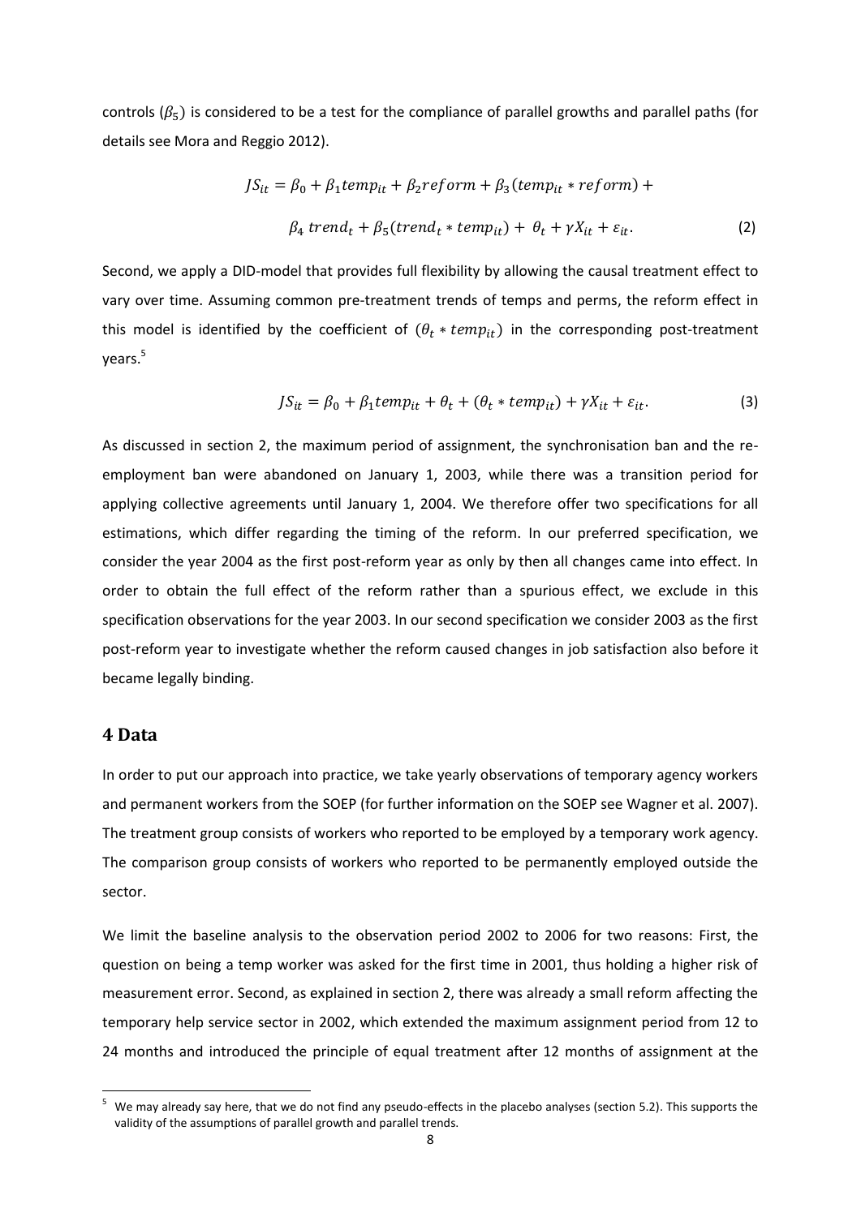controls ($\beta_5$) is considered to be a test for the compliance of parallel growths and parallel paths (for details see Mora and Reggio 2012).

$$JS_{it} = \beta_0 + \beta_1 temp_{it} + \beta_2 reform + \beta_3 (temp_{it} * reform) + \beta_4\, trend_t + \beta_5 (trend_t * temp_{it}) + \theta_t + \gamma X_{it} + \varepsilon_{it}. \tag{2}$$

Second, we apply a DID-model that provides full flexibility by allowing the causal treatment effect to vary over time. Assuming common pre-treatment trends of temps and perms, the reform effect in this model is identified by the coefficient of $(\theta_t * temp_{it})$ in the corresponding post-treatment years.[5]

$$JS_{it} = \beta_0 + \beta_1 temp_{it} + \theta_t + (\theta_t * temp_{it}) + \gamma X_{it} + \varepsilon_{it}. \tag{3}$$

As discussed in section 2, the maximum period of assignment, the synchronisation ban and the re-employment ban were abandoned on January 1, 2003, while there was a transition period for applying collective agreements until January 1, 2004. We therefore offer two specifications for all estimations, which differ regarding the timing of the reform. In our preferred specification, we consider the year 2004 as the first post-reform year as only by then all changes came into effect. In order to obtain the full effect of the reform rather than a spurious effect, we exclude in this specification observations for the year 2003. In our second specification we consider 2003 as the first post-reform year to investigate whether the reform caused changes in job satisfaction also before it became legally binding.

## 4 Data

In order to put our approach into practice, we take yearly observations of temporary agency workers and permanent workers from the SOEP (for further information on the SOEP see Wagner et al. 2007). The treatment group consists of workers who reported to be employed by a temporary work agency. The comparison group consists of workers who reported to be permanently employed outside the sector.

We limit the baseline analysis to the observation period 2002 to 2006 for two reasons: First, the question on being a temp worker was asked for the first time in 2001, thus holding a higher risk of measurement error. Second, as explained in section 2, there was already a small reform affecting the temporary help service sector in 2002, which extended the maximum assignment period from 12 to 24 months and introduced the principle of equal treatment after 12 months of assignment at the

[5] We may already say here, that we do not find any pseudo-effects in the placebo analyses (section 5.2). This supports the validity of the assumptions of parallel growth and parallel trends.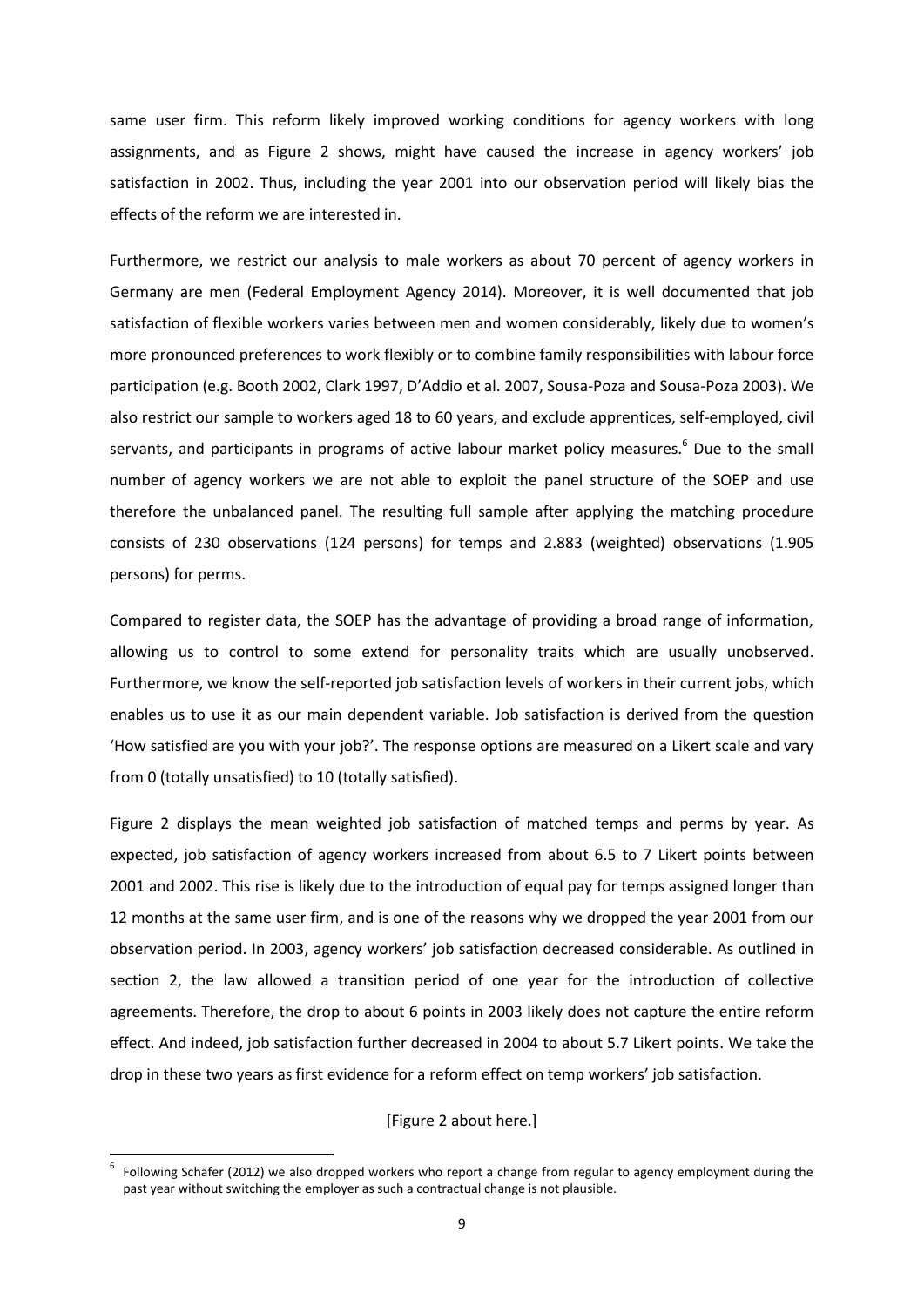same user firm. This reform likely improved working conditions for agency workers with long assignments, and as Figure 2 shows, might have caused the increase in agency workers' job satisfaction in 2002. Thus, including the year 2001 into our observation period will likely bias the effects of the reform we are interested in.

Furthermore, we restrict our analysis to male workers as about 70 percent of agency workers in Germany are men (Federal Employment Agency 2014). Moreover, it is well documented that job satisfaction of flexible workers varies between men and women considerably, likely due to women's more pronounced preferences to work flexibly or to combine family responsibilities with labour force participation (e.g. Booth 2002, Clark 1997, D'Addio et al. 2007, Sousa-Poza and Sousa-Poza 2003). We also restrict our sample to workers aged 18 to 60 years, and exclude apprentices, self-employed, civil servants, and participants in programs of active labour market policy measures.[6] Due to the small number of agency workers we are not able to exploit the panel structure of the SOEP and use therefore the unbalanced panel. The resulting full sample after applying the matching procedure consists of 230 observations (124 persons) for temps and 2.883 (weighted) observations (1.905 persons) for perms.

Compared to register data, the SOEP has the advantage of providing a broad range of information, allowing us to control to some extend for personality traits which are usually unobserved. Furthermore, we know the self-reported job satisfaction levels of workers in their current jobs, which enables us to use it as our main dependent variable. Job satisfaction is derived from the question 'How satisfied are you with your job?'. The response options are measured on a Likert scale and vary from 0 (totally unsatisfied) to 10 (totally satisfied).

Figure 2 displays the mean weighted job satisfaction of matched temps and perms by year. As expected, job satisfaction of agency workers increased from about 6.5 to 7 Likert points between 2001 and 2002. This rise is likely due to the introduction of equal pay for temps assigned longer than 12 months at the same user firm, and is one of the reasons why we dropped the year 2001 from our observation period. In 2003, agency workers' job satisfaction decreased considerable. As outlined in section 2, the law allowed a transition period of one year for the introduction of collective agreements. Therefore, the drop to about 6 points in 2003 likely does not capture the entire reform effect. And indeed, job satisfaction further decreased in 2004 to about 5.7 Likert points. We take the drop in these two years as first evidence for a reform effect on temp workers' job satisfaction.

[Figure 2 about here.]

[6] Following Schäfer (2012) we also dropped workers who report a change from regular to agency employment during the past year without switching the employer as such a contractual change is not plausible.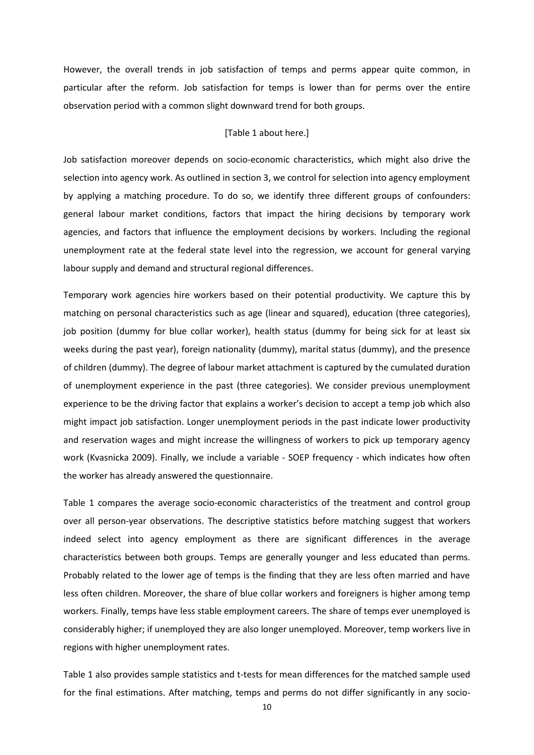However, the overall trends in job satisfaction of temps and perms appear quite common, in particular after the reform. Job satisfaction for temps is lower than for perms over the entire observation period with a common slight downward trend for both groups.

[Table 1 about here.]

Job satisfaction moreover depends on socio-economic characteristics, which might also drive the selection into agency work. As outlined in section 3, we control for selection into agency employment by applying a matching procedure. To do so, we identify three different groups of confounders: general labour market conditions, factors that impact the hiring decisions by temporary work agencies, and factors that influence the employment decisions by workers. Including the regional unemployment rate at the federal state level into the regression, we account for general varying labour supply and demand and structural regional differences.

Temporary work agencies hire workers based on their potential productivity. We capture this by matching on personal characteristics such as age (linear and squared), education (three categories), job position (dummy for blue collar worker), health status (dummy for being sick for at least six weeks during the past year), foreign nationality (dummy), marital status (dummy), and the presence of children (dummy). The degree of labour market attachment is captured by the cumulated duration of unemployment experience in the past (three categories). We consider previous unemployment experience to be the driving factor that explains a worker's decision to accept a temp job which also might impact job satisfaction. Longer unemployment periods in the past indicate lower productivity and reservation wages and might increase the willingness of workers to pick up temporary agency work (Kvasnicka 2009). Finally, we include a variable - SOEP frequency - which indicates how often the worker has already answered the questionnaire.

Table 1 compares the average socio-economic characteristics of the treatment and control group over all person-year observations. The descriptive statistics before matching suggest that workers indeed select into agency employment as there are significant differences in the average characteristics between both groups. Temps are generally younger and less educated than perms. Probably related to the lower age of temps is the finding that they are less often married and have less often children. Moreover, the share of blue collar workers and foreigners is higher among temp workers. Finally, temps have less stable employment careers. The share of temps ever unemployed is considerably higher; if unemployed they are also longer unemployed. Moreover, temp workers live in regions with higher unemployment rates.

Table 1 also provides sample statistics and t-tests for mean differences for the matched sample used for the final estimations. After matching, temps and perms do not differ significantly in any socio-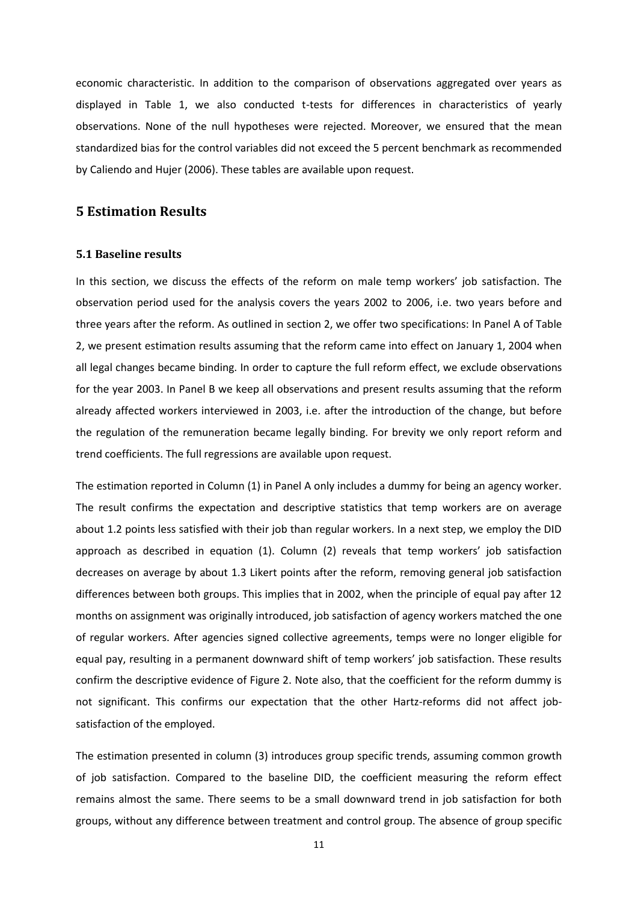economic characteristic. In addition to the comparison of observations aggregated over years as displayed in Table 1, we also conducted t-tests for differences in characteristics of yearly observations. None of the null hypotheses were rejected. Moreover, we ensured that the mean standardized bias for the control variables did not exceed the 5 percent benchmark as recommended by Caliendo and Hujer (2006). These tables are available upon request.

## 5 Estimation Results

### 5.1 Baseline results

In this section, we discuss the effects of the reform on male temp workers' job satisfaction. The observation period used for the analysis covers the years 2002 to 2006, i.e. two years before and three years after the reform. As outlined in section 2, we offer two specifications: In Panel A of Table 2, we present estimation results assuming that the reform came into effect on January 1, 2004 when all legal changes became binding. In order to capture the full reform effect, we exclude observations for the year 2003. In Panel B we keep all observations and present results assuming that the reform already affected workers interviewed in 2003, i.e. after the introduction of the change, but before the regulation of the remuneration became legally binding. For brevity we only report reform and trend coefficients. The full regressions are available upon request.

The estimation reported in Column (1) in Panel A only includes a dummy for being an agency worker. The result confirms the expectation and descriptive statistics that temp workers are on average about 1.2 points less satisfied with their job than regular workers. In a next step, we employ the DID approach as described in equation (1). Column (2) reveals that temp workers' job satisfaction decreases on average by about 1.3 Likert points after the reform, removing general job satisfaction differences between both groups. This implies that in 2002, when the principle of equal pay after 12 months on assignment was originally introduced, job satisfaction of agency workers matched the one of regular workers. After agencies signed collective agreements, temps were no longer eligible for equal pay, resulting in a permanent downward shift of temp workers' job satisfaction. These results confirm the descriptive evidence of Figure 2. Note also, that the coefficient for the reform dummy is not significant. This confirms our expectation that the other Hartz-reforms did not affect job-satisfaction of the employed.

The estimation presented in column (3) introduces group specific trends, assuming common growth of job satisfaction. Compared to the baseline DID, the coefficient measuring the reform effect remains almost the same. There seems to be a small downward trend in job satisfaction for both groups, without any difference between treatment and control group. The absence of group specific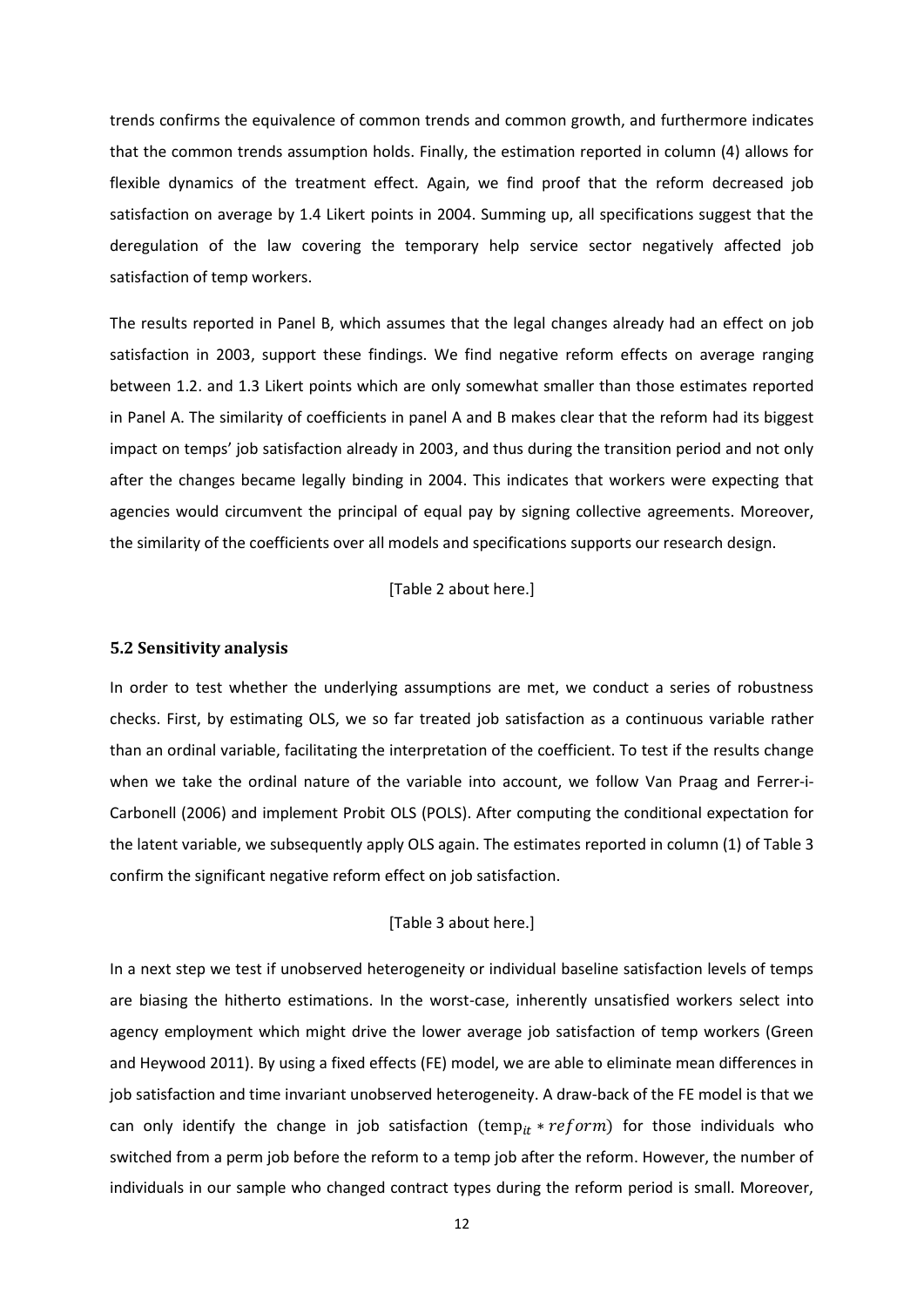trends confirms the equivalence of common trends and common growth, and furthermore indicates that the common trends assumption holds. Finally, the estimation reported in column (4) allows for flexible dynamics of the treatment effect. Again, we find proof that the reform decreased job satisfaction on average by 1.4 Likert points in 2004. Summing up, all specifications suggest that the deregulation of the law covering the temporary help service sector negatively affected job satisfaction of temp workers.

The results reported in Panel B, which assumes that the legal changes already had an effect on job satisfaction in 2003, support these findings. We find negative reform effects on average ranging between 1.2. and 1.3 Likert points which are only somewhat smaller than those estimates reported in Panel A. The similarity of coefficients in panel A and B makes clear that the reform had its biggest impact on temps' job satisfaction already in 2003, and thus during the transition period and not only after the changes became legally binding in 2004. This indicates that workers were expecting that agencies would circumvent the principal of equal pay by signing collective agreements. Moreover, the similarity of the coefficients over all models and specifications supports our research design.

[Table 2 about here.]

### 5.2 Sensitivity analysis

In order to test whether the underlying assumptions are met, we conduct a series of robustness checks. First, by estimating OLS, we so far treated job satisfaction as a continuous variable rather than an ordinal variable, facilitating the interpretation of the coefficient. To test if the results change when we take the ordinal nature of the variable into account, we follow Van Praag and Ferrer-i-Carbonell (2006) and implement Probit OLS (POLS). After computing the conditional expectation for the latent variable, we subsequently apply OLS again. The estimates reported in column (1) of Table 3 confirm the significant negative reform effect on job satisfaction.

[Table 3 about here.]

In a next step we test if unobserved heterogeneity or individual baseline satisfaction levels of temps are biasing the hitherto estimations. In the worst-case, inherently unsatisfied workers select into agency employment which might drive the lower average job satisfaction of temp workers (Green and Heywood 2011). By using a fixed effects (FE) model, we are able to eliminate mean differences in job satisfaction and time invariant unobserved heterogeneity. A draw-back of the FE model is that we can only identify the change in job satisfaction ($\text{temp}_{it} * reform$) for those individuals who switched from a perm job before the reform to a temp job after the reform. However, the number of individuals in our sample who changed contract types during the reform period is small. Moreover,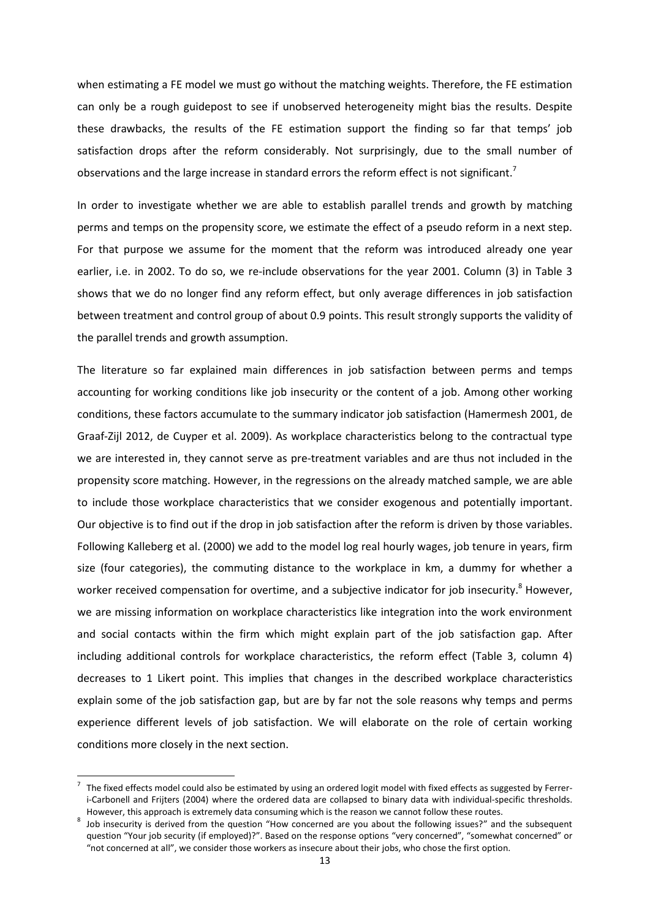when estimating a FE model we must go without the matching weights. Therefore, the FE estimation can only be a rough guidepost to see if unobserved heterogeneity might bias the results. Despite these drawbacks, the results of the FE estimation support the finding so far that temps' job satisfaction drops after the reform considerably. Not surprisingly, due to the small number of observations and the large increase in standard errors the reform effect is not significant.[7]

In order to investigate whether we are able to establish parallel trends and growth by matching perms and temps on the propensity score, we estimate the effect of a pseudo reform in a next step. For that purpose we assume for the moment that the reform was introduced already one year earlier, i.e. in 2002. To do so, we re-include observations for the year 2001. Column (3) in Table 3 shows that we do no longer find any reform effect, but only average differences in job satisfaction between treatment and control group of about 0.9 points. This result strongly supports the validity of the parallel trends and growth assumption.

The literature so far explained main differences in job satisfaction between perms and temps accounting for working conditions like job insecurity or the content of a job. Among other working conditions, these factors accumulate to the summary indicator job satisfaction (Hamermesh 2001, de Graaf-Zijl 2012, de Cuyper et al. 2009). As workplace characteristics belong to the contractual type we are interested in, they cannot serve as pre-treatment variables and are thus not included in the propensity score matching. However, in the regressions on the already matched sample, we are able to include those workplace characteristics that we consider exogenous and potentially important. Our objective is to find out if the drop in job satisfaction after the reform is driven by those variables. Following Kalleberg et al. (2000) we add to the model log real hourly wages, job tenure in years, firm size (four categories), the commuting distance to the workplace in km, a dummy for whether a worker received compensation for overtime, and a subjective indicator for job insecurity.[8] However, we are missing information on workplace characteristics like integration into the work environment and social contacts within the firm which might explain part of the job satisfaction gap. After including additional controls for workplace characteristics, the reform effect (Table 3, column 4) decreases to 1 Likert point. This implies that changes in the described workplace characteristics explain some of the job satisfaction gap, but are by far not the sole reasons why temps and perms experience different levels of job satisfaction. We will elaborate on the role of certain working conditions more closely in the next section.

---

[7] The fixed effects model could also be estimated by using an ordered logit model with fixed effects as suggested by Ferrer-i-Carbonell and Frijters (2004) where the ordered data are collapsed to binary data with individual-specific thresholds. However, this approach is extremely data consuming which is the reason we cannot follow these routes.

[8] Job insecurity is derived from the question "How concerned are you about the following issues?" and the subsequent question "Your job security (if employed)?". Based on the response options "very concerned", "somewhat concerned" or "not concerned at all", we consider those workers as insecure about their jobs, who chose the first option.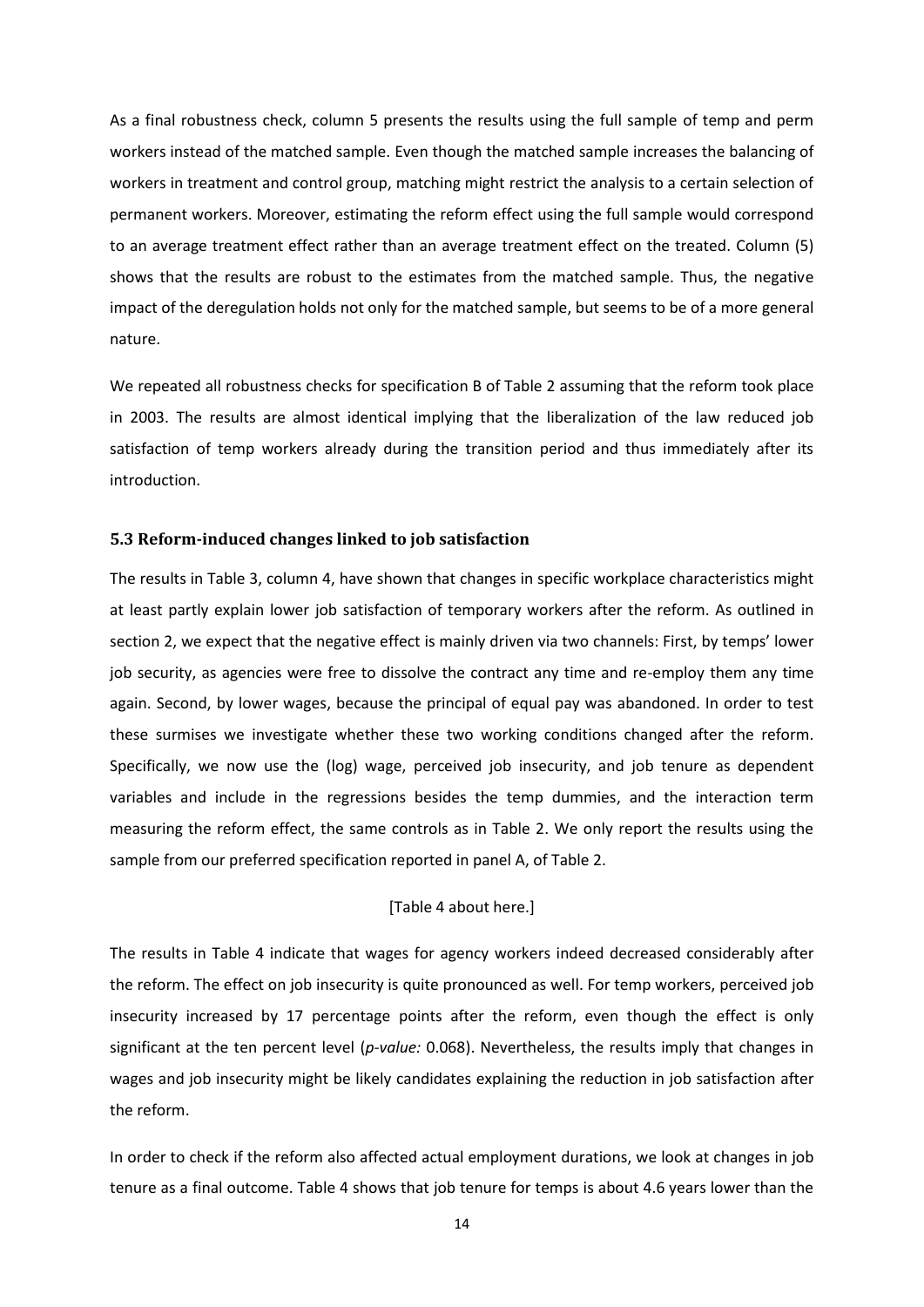As a final robustness check, column 5 presents the results using the full sample of temp and perm workers instead of the matched sample. Even though the matched sample increases the balancing of workers in treatment and control group, matching might restrict the analysis to a certain selection of permanent workers. Moreover, estimating the reform effect using the full sample would correspond to an average treatment effect rather than an average treatment effect on the treated. Column (5) shows that the results are robust to the estimates from the matched sample. Thus, the negative impact of the deregulation holds not only for the matched sample, but seems to be of a more general nature.

We repeated all robustness checks for specification B of Table 2 assuming that the reform took place in 2003. The results are almost identical implying that the liberalization of the law reduced job satisfaction of temp workers already during the transition period and thus immediately after its introduction.

### 5.3 Reform-induced changes linked to job satisfaction

The results in Table 3, column 4, have shown that changes in specific workplace characteristics might at least partly explain lower job satisfaction of temporary workers after the reform. As outlined in section 2, we expect that the negative effect is mainly driven via two channels: First, by temps' lower job security, as agencies were free to dissolve the contract any time and re-employ them any time again. Second, by lower wages, because the principal of equal pay was abandoned. In order to test these surmises we investigate whether these two working conditions changed after the reform. Specifically, we now use the (log) wage, perceived job insecurity, and job tenure as dependent variables and include in the regressions besides the temp dummies, and the interaction term measuring the reform effect, the same controls as in Table 2. We only report the results using the sample from our preferred specification reported in panel A, of Table 2.

[Table 4 about here.]

The results in Table 4 indicate that wages for agency workers indeed decreased considerably after the reform. The effect on job insecurity is quite pronounced as well. For temp workers, perceived job insecurity increased by 17 percentage points after the reform, even though the effect is only significant at the ten percent level (*p-value:* 0.068). Nevertheless, the results imply that changes in wages and job insecurity might be likely candidates explaining the reduction in job satisfaction after the reform.

In order to check if the reform also affected actual employment durations, we look at changes in job tenure as a final outcome. Table 4 shows that job tenure for temps is about 4.6 years lower than the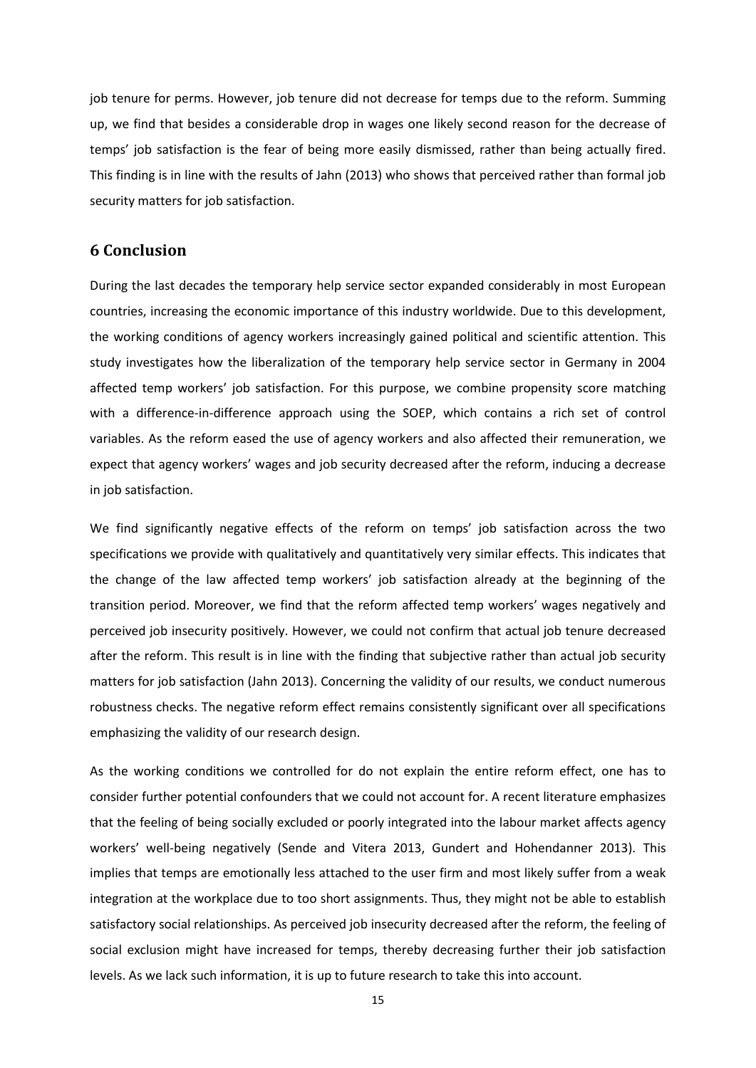job tenure for perms. However, job tenure did not decrease for temps due to the reform. Summing up, we find that besides a considerable drop in wages one likely second reason for the decrease of temps' job satisfaction is the fear of being more easily dismissed, rather than being actually fired. This finding is in line with the results of Jahn (2013) who shows that perceived rather than formal job security matters for job satisfaction.

## 6 Conclusion

During the last decades the temporary help service sector expanded considerably in most European countries, increasing the economic importance of this industry worldwide. Due to this development, the working conditions of agency workers increasingly gained political and scientific attention. This study investigates how the liberalization of the temporary help service sector in Germany in 2004 affected temp workers' job satisfaction. For this purpose, we combine propensity score matching with a difference-in-difference approach using the SOEP, which contains a rich set of control variables. As the reform eased the use of agency workers and also affected their remuneration, we expect that agency workers' wages and job security decreased after the reform, inducing a decrease in job satisfaction.

We find significantly negative effects of the reform on temps' job satisfaction across the two specifications we provide with qualitatively and quantitatively very similar effects. This indicates that the change of the law affected temp workers' job satisfaction already at the beginning of the transition period. Moreover, we find that the reform affected temp workers' wages negatively and perceived job insecurity positively. However, we could not confirm that actual job tenure decreased after the reform. This result is in line with the finding that subjective rather than actual job security matters for job satisfaction (Jahn 2013). Concerning the validity of our results, we conduct numerous robustness checks. The negative reform effect remains consistently significant over all specifications emphasizing the validity of our research design.

As the working conditions we controlled for do not explain the entire reform effect, one has to consider further potential confounders that we could not account for. A recent literature emphasizes that the feeling of being socially excluded or poorly integrated into the labour market affects agency workers' well-being negatively (Sende and Vitera 2013, Gundert and Hohendanner 2013). This implies that temps are emotionally less attached to the user firm and most likely suffer from a weak integration at the workplace due to too short assignments. Thus, they might not be able to establish satisfactory social relationships. As perceived job insecurity decreased after the reform, the feeling of social exclusion might have increased for temps, thereby decreasing further their job satisfaction levels. As we lack such information, it is up to future research to take this into account.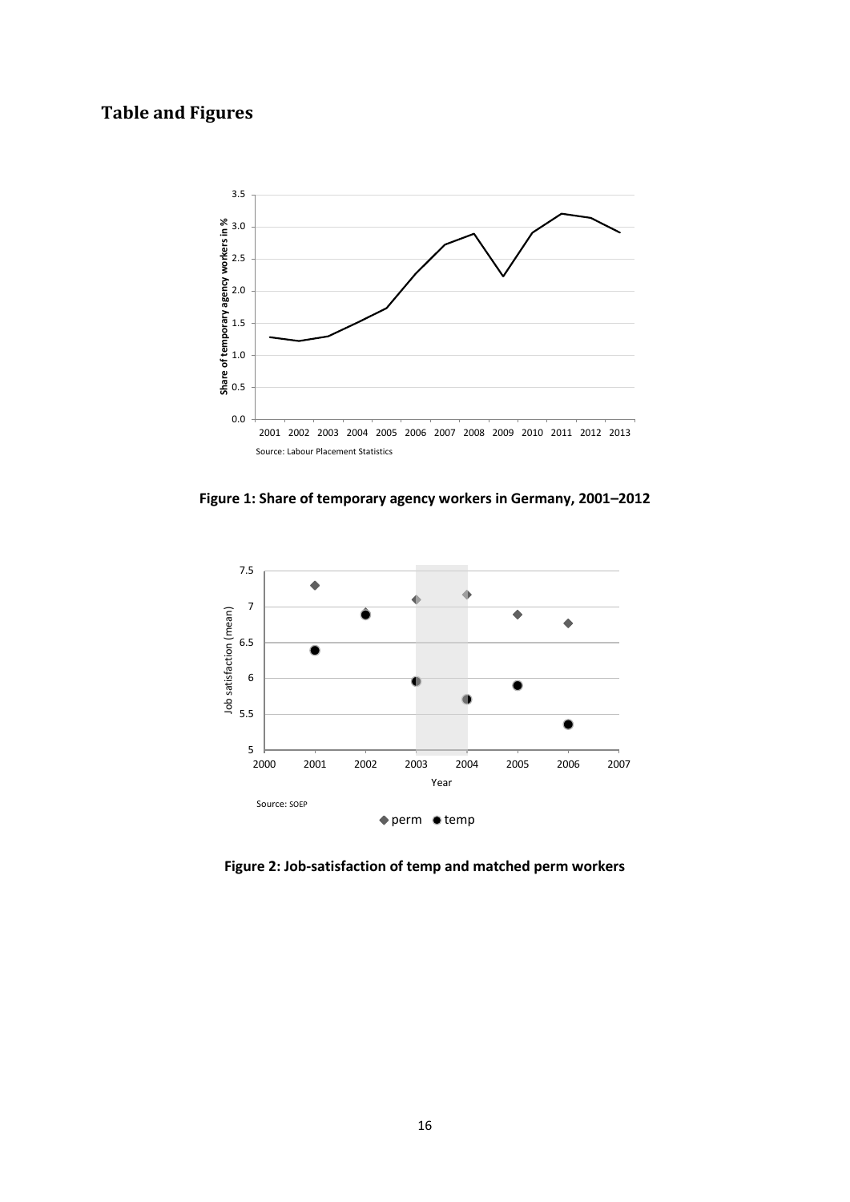# Table and Figures

**Figure 1: Share of temporary agency workers in Germany, 2001–2012**

**Figure 2: Job-satisfaction of temp and matched perm workers**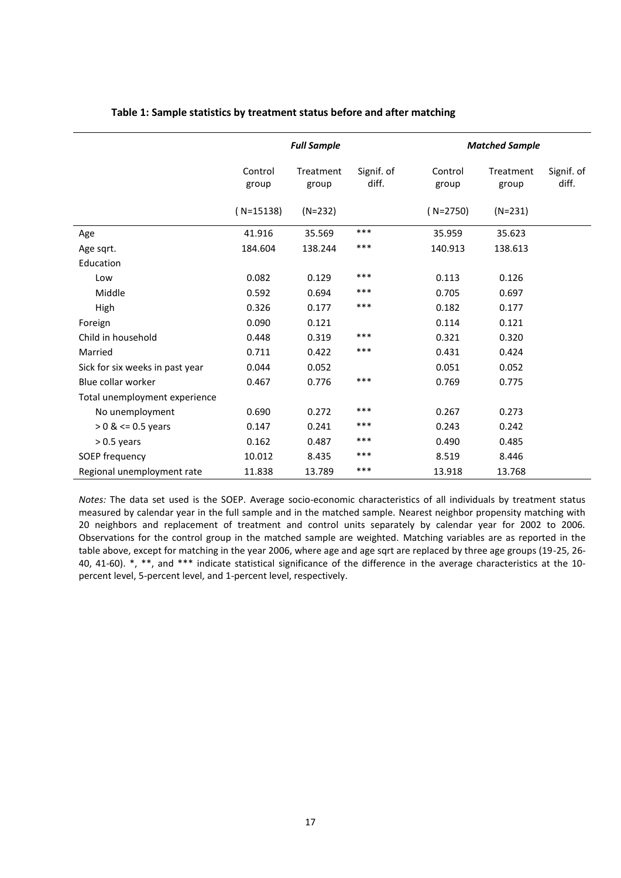**Table 1: Sample statistics by treatment status before and after matching**

| | *Full Sample* | | | *Matched Sample* | | |
|---|---|---|---|---|---|---|
| | Control group | Treatment group | Signif. of diff. | Control group | Treatment group | Signif. of diff. |
| | ( N=15138) | (N=232) | | ( N=2750) | (N=231) | |
| Age | 41.916 | 35.569 | *** | 35.959 | 35.623 | |
| Age sqrt. | 184.604 | 138.244 | *** | 140.913 | 138.613 | |
| Education | | | | | | |
| Low | 0.082 | 0.129 | *** | 0.113 | 0.126 | |
| Middle | 0.592 | 0.694 | *** | 0.705 | 0.697 | |
| High | 0.326 | 0.177 | *** | 0.182 | 0.177 | |
| Foreign | 0.090 | 0.121 | | 0.114 | 0.121 | |
| Child in household | 0.448 | 0.319 | *** | 0.321 | 0.320 | |
| Married | 0.711 | 0.422 | *** | 0.431 | 0.424 | |
| Sick for six weeks in past year | 0.044 | 0.052 | | 0.051 | 0.052 | |
| Blue collar worker | 0.467 | 0.776 | *** | 0.769 | 0.775 | |
| Total unemployment experience | | | | | | |
| No unemployment | 0.690 | 0.272 | *** | 0.267 | 0.273 | |
| > 0 & <= 0.5 years | 0.147 | 0.241 | *** | 0.243 | 0.242 | |
| > 0.5 years | 0.162 | 0.487 | *** | 0.490 | 0.485 | |
| SOEP frequency | 10.012 | 8.435 | *** | 8.519 | 8.446 | |
| Regional unemployment rate | 11.838 | 13.789 | *** | 13.918 | 13.768 | |

*Notes:* The data set used is the SOEP. Average socio-economic characteristics of all individuals by treatment status measured by calendar year in the full sample and in the matched sample. Nearest neighbor propensity matching with 20 neighbors and replacement of treatment and control units separately by calendar year for 2002 to 2006. Observations for the control group in the matched sample are weighted. Matching variables are as reported in the table above, except for matching in the year 2006, where age and age sqrt are replaced by three age groups (19-25, 26-40, 41-60). *, **, and *** indicate statistical significance of the difference in the average characteristics at the 10-percent level, 5-percent level, and 1-percent level, respectively.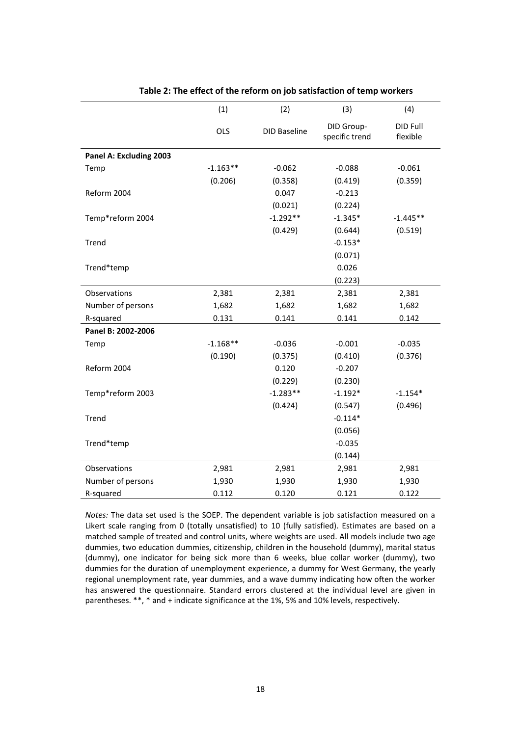**Table 2: The effect of the reform on job satisfaction of temp workers**

| | (1) | (2) | (3) | (4) |
|---|---|---|---|---|
| | OLS | DID Baseline | DID Group-specific trend | DID Full flexible |
| **Panel A: Excluding 2003** | | | | |
| Temp | -1.163** | -0.062 | -0.088 | -0.061 |
| | (0.206) | (0.358) | (0.419) | (0.359) |
| Reform 2004 | | 0.047 | -0.213 | |
| | | (0.021) | (0.224) | |
| Temp*reform 2004 | | -1.292** | -1.345* | -1.445** |
| | | (0.429) | (0.644) | (0.519) |
| Trend | | | -0.153* | |
| | | | (0.071) | |
| Trend*temp | | | 0.026 | |
| | | | (0.223) | |
| Observations | 2,381 | 2,381 | 2,381 | 2,381 |
| Number of persons | 1,682 | 1,682 | 1,682 | 1,682 |
| R-squared | 0.131 | 0.141 | 0.141 | 0.142 |
| **Panel B: 2002-2006** | | | | |
| Temp | -1.168** | -0.036 | -0.001 | -0.035 |
| | (0.190) | (0.375) | (0.410) | (0.376) |
| Reform 2004 | | 0.120 | -0.207 | |
| | | (0.229) | (0.230) | |
| Temp*reform 2003 | | -1.283** | -1.192* | -1.154* |
| | | (0.424) | (0.547) | (0.496) |
| Trend | | | -0.114* | |
| | | | (0.056) | |
| Trend*temp | | | -0.035 | |
| | | | (0.144) | |
| Observations | 2,981 | 2,981 | 2,981 | 2,981 |
| Number of persons | 1,930 | 1,930 | 1,930 | 1,930 |
| R-squared | 0.112 | 0.120 | 0.121 | 0.122 |

*Notes:* The data set used is the SOEP. The dependent variable is job satisfaction measured on a Likert scale ranging from 0 (totally unsatisfied) to 10 (fully satisfied). Estimates are based on a matched sample of treated and control units, where weights are used. All models include two age dummies, two education dummies, citizenship, children in the household (dummy), marital status (dummy), one indicator for being sick more than 6 weeks, blue collar worker (dummy), two dummies for the duration of unemployment experience, a dummy for West Germany, the yearly regional unemployment rate, year dummies, and a wave dummy indicating how often the worker has answered the questionnaire. Standard errors clustered at the individual level are given in parentheses. **, * and + indicate significance at the 1%, 5% and 10% levels, respectively.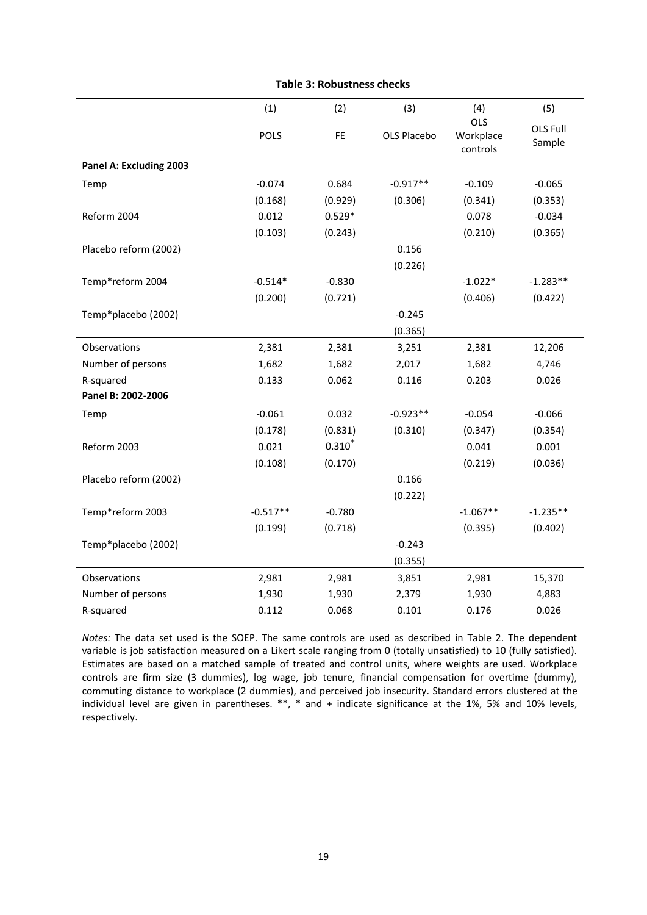**Table 3: Robustness checks**

| | (1) | (2) | (3) | (4) | (5) |
|---|---|---|---|---|---|
| | POLS | FE | OLS Placebo | OLS Workplace controls | OLS Full Sample |
| **Panel A: Excluding 2003** | | | | | |
| Temp | -0.074 | 0.684 | -0.917** | -0.109 | -0.065 |
| | (0.168) | (0.929) | (0.306) | (0.341) | (0.353) |
| Reform 2004 | 0.012 | 0.529* | | 0.078 | -0.034 |
| | (0.103) | (0.243) | | (0.210) | (0.365) |
| Placebo reform (2002) | | | 0.156 | | |
| | | | (0.226) | | |
| Temp*reform 2004 | -0.514* | -0.830 | | -1.022* | -1.283** |
| | (0.200) | (0.721) | | (0.406) | (0.422) |
| Temp*placebo (2002) | | | -0.245 | | |
| | | | (0.365) | | |
| Observations | 2,381 | 2,381 | 3,251 | 2,381 | 12,206 |
| Number of persons | 1,682 | 1,682 | 2,017 | 1,682 | 4,746 |
| R-squared | 0.133 | 0.062 | 0.116 | 0.203 | 0.026 |
| **Panel B: 2002-2006** | | | | | |
| Temp | -0.061 | 0.032 | -0.923** | -0.054 | -0.066 |
| | (0.178) | (0.831) | (0.310) | (0.347) | (0.354) |
| Reform 2003 | 0.021 | 0.310+ | | 0.041 | 0.001 |
| | (0.108) | (0.170) | | (0.219) | (0.036) |
| Placebo reform (2002) | | | 0.166 | | |
| | | | (0.222) | | |
| Temp*reform 2003 | -0.517** | -0.780 | | -1.067** | -1.235** |
| | (0.199) | (0.718) | | (0.395) | (0.402) |
| Temp*placebo (2002) | | | -0.243 | | |
| | | | (0.355) | | |
| Observations | 2,981 | 2,981 | 3,851 | 2,981 | 15,370 |
| Number of persons | 1,930 | 1,930 | 2,379 | 1,930 | 4,883 |
| R-squared | 0.112 | 0.068 | 0.101 | 0.176 | 0.026 |

*Notes:* The data set used is the SOEP. The same controls are used as described in Table 2. The dependent variable is job satisfaction measured on a Likert scale ranging from 0 (totally unsatisfied) to 10 (fully satisfied). Estimates are based on a matched sample of treated and control units, where weights are used. Workplace controls are firm size (3 dummies), log wage, job tenure, financial compensation for overtime (dummy), commuting distance to workplace (2 dummies), and perceived job insecurity. Standard errors clustered at the individual level are given in parentheses. **, * and + indicate significance at the 1%, 5% and 10% levels, respectively.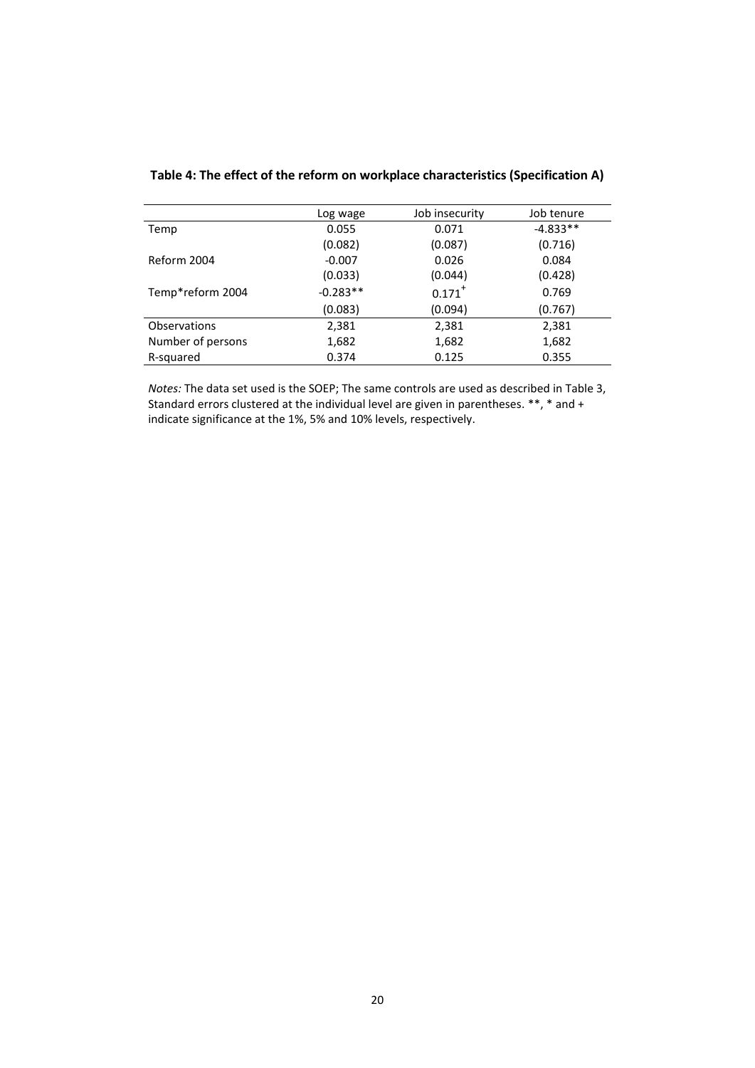**Table 4: The effect of the reform on workplace characteristics (Specification A)**

| | Log wage | Job insecurity | Job tenure |
|---|---|---|---|
| Temp | 0.055 | 0.071 | -4.833** |
| | (0.082) | (0.087) | (0.716) |
| Reform 2004 | -0.007 | 0.026 | 0.084 |
| | (0.033) | (0.044) | (0.428) |
| Temp*reform 2004 | -0.283** | 0.171+ | 0.769 |
| | (0.083) | (0.094) | (0.767) |
| Observations | 2,381 | 2,381 | 2,381 |
| Number of persons | 1,682 | 1,682 | 1,682 |
| R-squared | 0.374 | 0.125 | 0.355 |

*Notes:* The data set used is the SOEP; The same controls are used as described in Table 3, Standard errors clustered at the individual level are given in parentheses. **, * and + indicate significance at the 1%, 5% and 10% levels, respectively.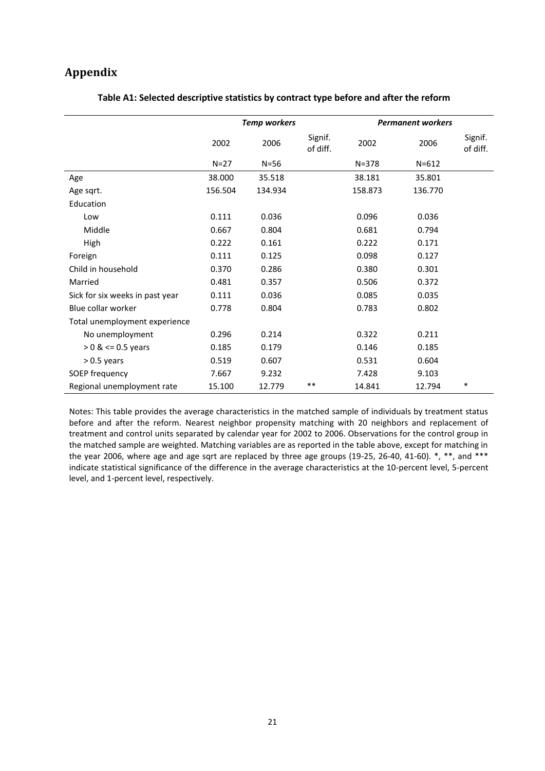## Appendix

**Table A1: Selected descriptive statistics by contract type before and after the reform**

| | *Temp workers* | | | *Permanent workers* | | |
|---|---|---|---|---|---|---|
| | 2002 | 2006 | Signif. of diff. | 2002 | 2006 | Signif. of diff. |
| | N=27 | N=56 | | N=378 | N=612 | |
| Age | 38.000 | 35.518 | | 38.181 | 35.801 | |
| Age sqrt. | 156.504 | 134.934 | | 158.873 | 136.770 | |
| Education | | | | | | |
| Low | 0.111 | 0.036 | | 0.096 | 0.036 | |
| Middle | 0.667 | 0.804 | | 0.681 | 0.794 | |
| High | 0.222 | 0.161 | | 0.222 | 0.171 | |
| Foreign | 0.111 | 0.125 | | 0.098 | 0.127 | |
| Child in household | 0.370 | 0.286 | | 0.380 | 0.301 | |
| Married | 0.481 | 0.357 | | 0.506 | 0.372 | |
| Sick for six weeks in past year | 0.111 | 0.036 | | 0.085 | 0.035 | |
| Blue collar worker | 0.778 | 0.804 | | 0.783 | 0.802 | |
| Total unemployment experience | | | | | | |
| No unemployment | 0.296 | 0.214 | | 0.322 | 0.211 | |
| > 0 & <= 0.5 years | 0.185 | 0.179 | | 0.146 | 0.185 | |
| > 0.5 years | 0.519 | 0.607 | | 0.531 | 0.604 | |
| SOEP frequency | 7.667 | 9.232 | | 7.428 | 9.103 | |
| Regional unemployment rate | 15.100 | 12.779 | ** | 14.841 | 12.794 | * |

Notes: This table provides the average characteristics in the matched sample of individuals by treatment status before and after the reform. Nearest neighbor propensity matching with 20 neighbors and replacement of treatment and control units separated by calendar year for 2002 to 2006. Observations for the control group in the matched sample are weighted. Matching variables are as reported in the table above, except for matching in the year 2006, where age and age sqrt are replaced by three age groups (19-25, 26-40, 41-60). *, **, and *** indicate statistical significance of the difference in the average characteristics at the 10-percent level, 5-percent level, and 1-percent level, respectively.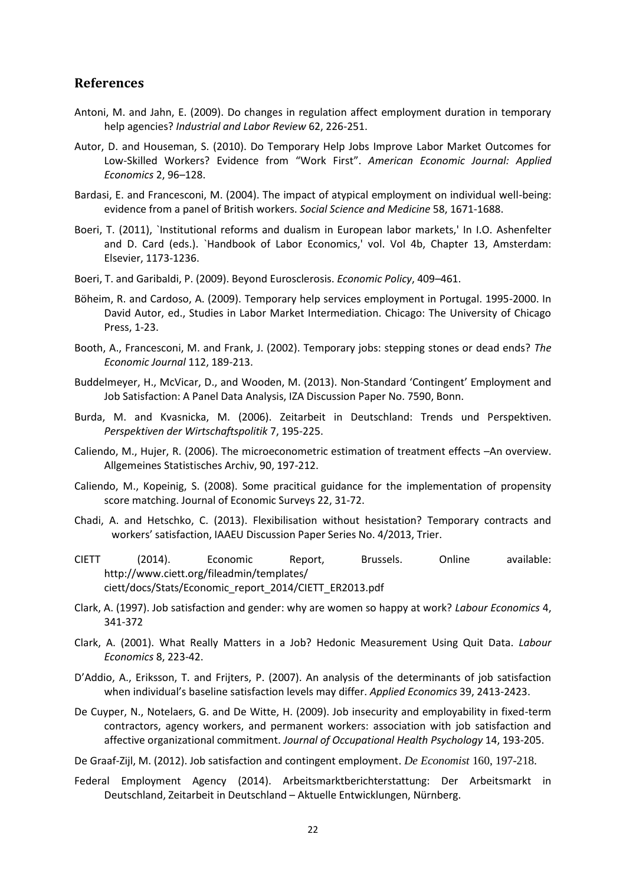## References

Antoni, M. and Jahn, E. (2009). Do changes in regulation affect employment duration in temporary help agencies? *Industrial and Labor Review* 62, 226-251.

Autor, D. and Houseman, S. (2010). Do Temporary Help Jobs Improve Labor Market Outcomes for Low-Skilled Workers? Evidence from "Work First". *American Economic Journal: Applied Economics* 2, 96–128.

Bardasi, E. and Francesconi, M. (2004). The impact of atypical employment on individual well-being: evidence from a panel of British workers. *Social Science and Medicine* 58, 1671-1688.

Boeri, T. (2011), `Institutional reforms and dualism in European labor markets,' In I.O. Ashenfelter and D. Card (eds.). `Handbook of Labor Economics,' vol. Vol 4b, Chapter 13, Amsterdam: Elsevier, 1173-1236.

Boeri, T. and Garibaldi, P. (2009). Beyond Eurosclerosis. *Economic Policy*, 409–461.

Böheim, R. and Cardoso, A. (2009). Temporary help services employment in Portugal. 1995-2000. In David Autor, ed., Studies in Labor Market Intermediation. Chicago: The University of Chicago Press, 1-23.

Booth, A., Francesconi, M. and Frank, J. (2002). Temporary jobs: stepping stones or dead ends? *The Economic Journal* 112, 189-213.

Buddelmeyer, H., McVicar, D., and Wooden, M. (2013). Non-Standard 'Contingent' Employment and Job Satisfaction: A Panel Data Analysis, IZA Discussion Paper No. 7590, Bonn.

Burda, M. and Kvasnicka, M. (2006). Zeitarbeit in Deutschland: Trends und Perspektiven. *Perspektiven der Wirtschaftspolitik* 7, 195-225.

Caliendo, M., Hujer, R. (2006). The microeconometric estimation of treatment effects –An overview. Allgemeines Statistisches Archiv, 90, 197-212.

Caliendo, M., Kopeinig, S. (2008). Some pracitical guidance for the implementation of propensity score matching. Journal of Economic Surveys 22, 31-72.

Chadi, A. and Hetschko, C. (2013). Flexibilisation without hesistation? Temporary contracts and workers' satisfaction, IAAEU Discussion Paper Series No. 4/2013, Trier.

CIETT (2014). Economic Report, Brussels. Online available: http://www.ciett.org/fileadmin/templates/ ciett/docs/Stats/Economic_report_2014/CIETT_ER2013.pdf

Clark, A. (1997). Job satisfaction and gender: why are women so happy at work? *Labour Economics* 4, 341-372

Clark, A. (2001). What Really Matters in a Job? Hedonic Measurement Using Quit Data. *Labour Economics* 8, 223-42.

D'Addio, A., Eriksson, T. and Frijters, P. (2007). An analysis of the determinants of job satisfaction when individual's baseline satisfaction levels may differ. *Applied Economics* 39, 2413-2423.

De Cuyper, N., Notelaers, G. and De Witte, H. (2009). Job insecurity and employability in fixed-term contractors, agency workers, and permanent workers: association with job satisfaction and affective organizational commitment. *Journal of Occupational Health Psychology* 14, 193-205.

De Graaf-Zijl, M. (2012). Job satisfaction and contingent employment. *De Economist* 160, 197-218.

Federal Employment Agency (2014). Arbeitsmarktberichterstattung: Der Arbeitsmarkt in Deutschland, Zeitarbeit in Deutschland – Aktuelle Entwicklungen, Nürnberg.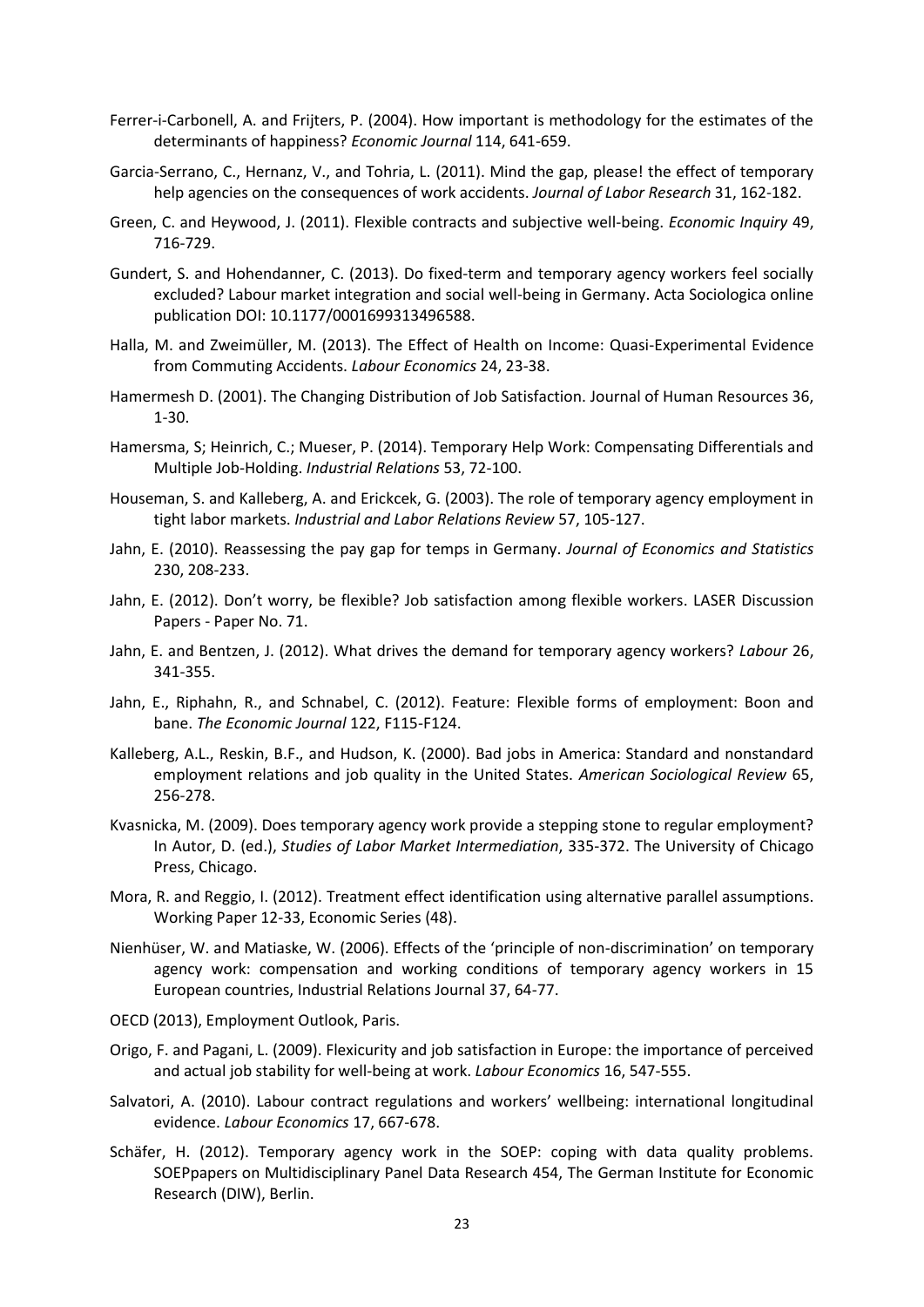Ferrer-i-Carbonell, A. and Frijters, P. (2004). How important is methodology for the estimates of the determinants of happiness? *Economic Journal* 114, 641-659.

Garcia-Serrano, C., Hernanz, V., and Tohria, L. (2011). Mind the gap, please! the effect of temporary help agencies on the consequences of work accidents. *Journal of Labor Research* 31, 162-182.

Green, C. and Heywood, J. (2011). Flexible contracts and subjective well-being. *Economic Inquiry* 49, 716-729.

Gundert, S. and Hohendanner, C. (2013). Do fixed-term and temporary agency workers feel socially excluded? Labour market integration and social well-being in Germany. Acta Sociologica online publication DOI: 10.1177/0001699313496588.

Halla, M. and Zweimüller, M. (2013). The Effect of Health on Income: Quasi-Experimental Evidence from Commuting Accidents. *Labour Economics* 24, 23-38.

Hamermesh D. (2001). The Changing Distribution of Job Satisfaction. Journal of Human Resources 36, 1-30.

Hamersma, S; Heinrich, C.; Mueser, P. (2014). Temporary Help Work: Compensating Differentials and Multiple Job-Holding. *Industrial Relations* 53, 72-100.

Houseman, S. and Kalleberg, A. and Erickcek, G. (2003). The role of temporary agency employment in tight labor markets. *Industrial and Labor Relations Review* 57, 105-127.

Jahn, E. (2010). Reassessing the pay gap for temps in Germany. *Journal of Economics and Statistics* 230, 208-233.

Jahn, E. (2012). Don't worry, be flexible? Job satisfaction among flexible workers. LASER Discussion Papers - Paper No. 71.

Jahn, E. and Bentzen, J. (2012). What drives the demand for temporary agency workers? *Labour* 26, 341-355.

Jahn, E., Riphahn, R., and Schnabel, C. (2012). Feature: Flexible forms of employment: Boon and bane. *The Economic Journal* 122, F115-F124.

Kalleberg, A.L., Reskin, B.F., and Hudson, K. (2000). Bad jobs in America: Standard and nonstandard employment relations and job quality in the United States. *American Sociological Review* 65, 256-278.

Kvasnicka, M. (2009). Does temporary agency work provide a stepping stone to regular employment? In Autor, D. (ed.), *Studies of Labor Market Intermediation*, 335-372. The University of Chicago Press, Chicago.

Mora, R. and Reggio, I. (2012). Treatment effect identification using alternative parallel assumptions. Working Paper 12-33, Economic Series (48).

Nienhüser, W. and Matiaske, W. (2006). Effects of the 'principle of non-discrimination' on temporary agency work: compensation and working conditions of temporary agency workers in 15 European countries, Industrial Relations Journal 37, 64-77.

OECD (2013), Employment Outlook, Paris.

Origo, F. and Pagani, L. (2009). Flexicurity and job satisfaction in Europe: the importance of perceived and actual job stability for well-being at work. *Labour Economics* 16, 547-555.

Salvatori, A. (2010). Labour contract regulations and workers' wellbeing: international longitudinal evidence. *Labour Economics* 17, 667-678.

Schäfer, H. (2012). Temporary agency work in the SOEP: coping with data quality problems. SOEPpapers on Multidisciplinary Panel Data Research 454, The German Institute for Economic Research (DIW), Berlin.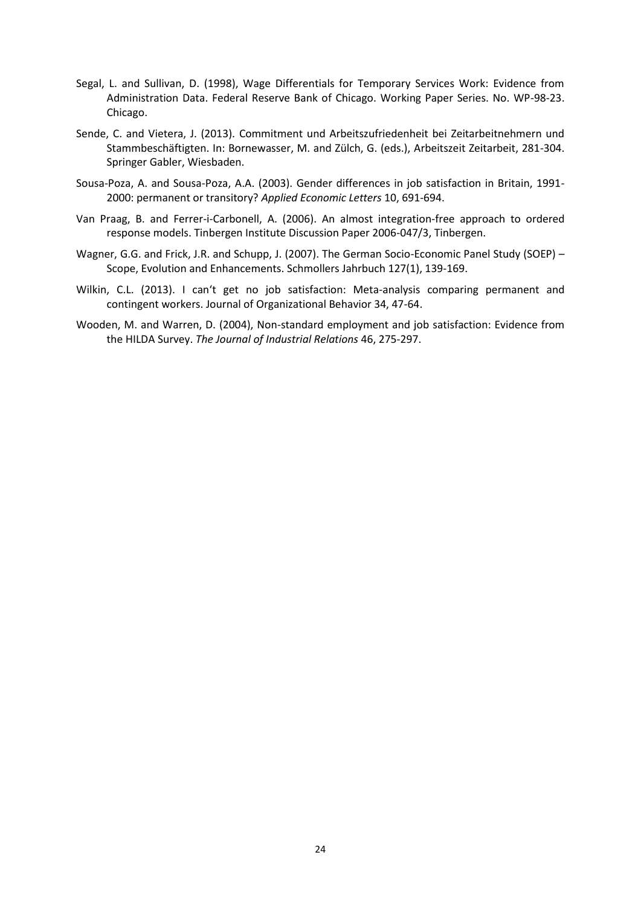Segal, L. and Sullivan, D. (1998), Wage Differentials for Temporary Services Work: Evidence from Administration Data. Federal Reserve Bank of Chicago. Working Paper Series. No. WP-98-23. Chicago.

Sende, C. and Vietera, J. (2013). Commitment und Arbeitszufriedenheit bei Zeitarbeitnehmern und Stammbeschäftigten. In: Bornewasser, M. and Zülch, G. (eds.), Arbeitszeit Zeitarbeit, 281-304. Springer Gabler, Wiesbaden.

Sousa-Poza, A. and Sousa-Poza, A.A. (2003). Gender differences in job satisfaction in Britain, 1991-2000: permanent or transitory? *Applied Economic Letters* 10, 691-694.

Van Praag, B. and Ferrer-i-Carbonell, A. (2006). An almost integration-free approach to ordered response models. Tinbergen Institute Discussion Paper 2006-047/3, Tinbergen.

Wagner, G.G. and Frick, J.R. and Schupp, J. (2007). The German Socio-Economic Panel Study (SOEP) – Scope, Evolution and Enhancements. Schmollers Jahrbuch 127(1), 139-169.

Wilkin, C.L. (2013). I can't get no job satisfaction: Meta-analysis comparing permanent and contingent workers. Journal of Organizational Behavior 34, 47-64.

Wooden, M. and Warren, D. (2004), Non-standard employment and job satisfaction: Evidence from the HILDA Survey. *The Journal of Industrial Relations* 46, 275-297.